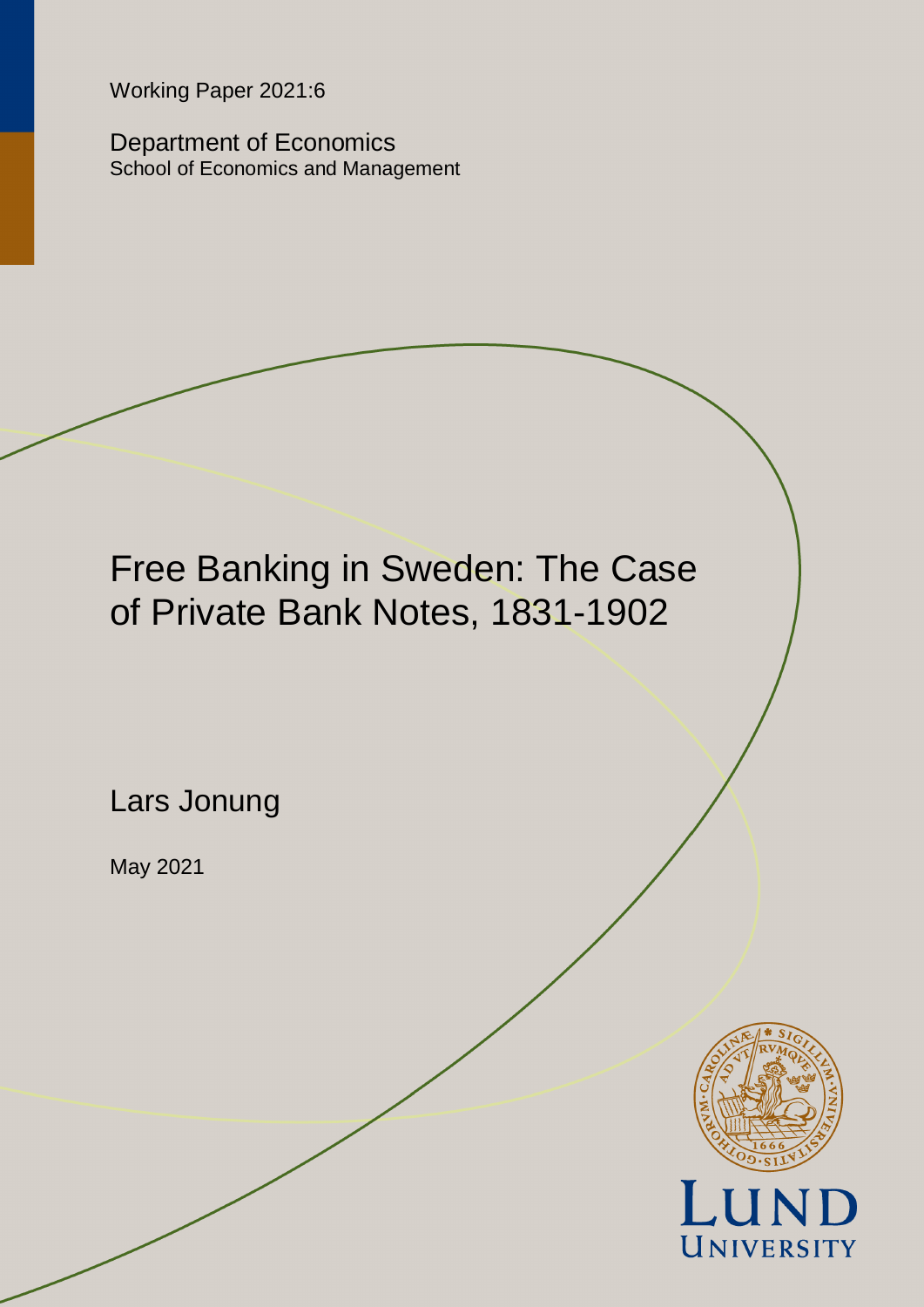Working Paper 2021:6

Department of Economics
School of Economics and Management

# Free Banking in Sweden: The Case of Private Bank Notes, 1831-1902

Lars Jonung

May 2021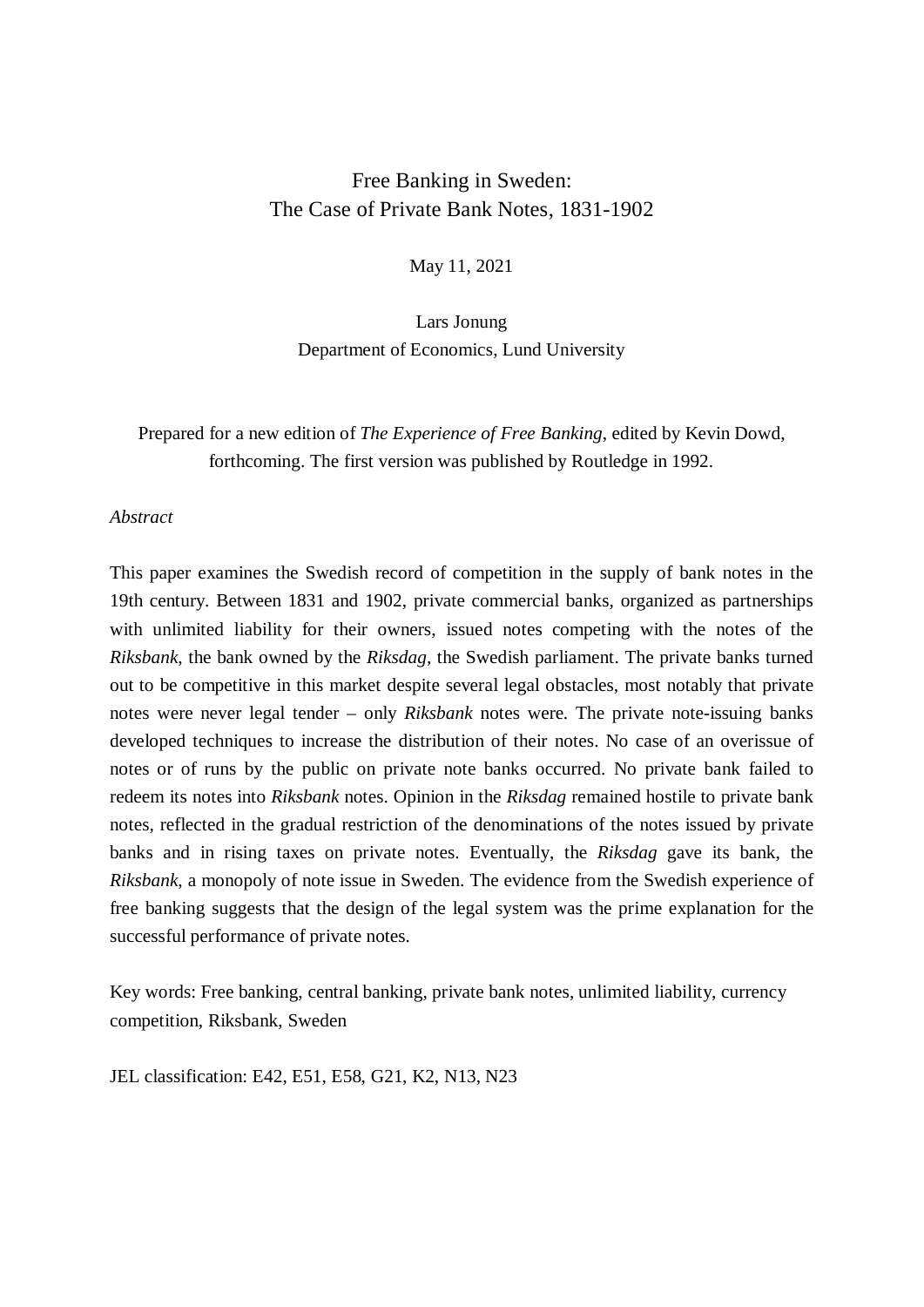# Free Banking in Sweden:
# The Case of Private Bank Notes, 1831-1902

May 11, 2021

Lars Jonung
Department of Economics, Lund University

Prepared for a new edition of *The Experience of Free Banking*, edited by Kevin Dowd, forthcoming. The first version was published by Routledge in 1992.

*Abstract*

This paper examines the Swedish record of competition in the supply of bank notes in the 19th century. Between 1831 and 1902, private commercial banks, organized as partnerships with unlimited liability for their owners, issued notes competing with the notes of the *Riksbank*, the bank owned by the *Riksdag*, the Swedish parliament. The private banks turned out to be competitive in this market despite several legal obstacles, most notably that private notes were never legal tender – only *Riksbank* notes were. The private note-issuing banks developed techniques to increase the distribution of their notes. No case of an overissue of notes or of runs by the public on private note banks occurred. No private bank failed to redeem its notes into *Riksbank* notes. Opinion in the *Riksdag* remained hostile to private bank notes, reflected in the gradual restriction of the denominations of the notes issued by private banks and in rising taxes on private notes. Eventually, the *Riksdag* gave its bank, the *Riksbank*, a monopoly of note issue in Sweden. The evidence from the Swedish experience of free banking suggests that the design of the legal system was the prime explanation for the successful performance of private notes.

Key words: Free banking, central banking, private bank notes, unlimited liability, currency competition, Riksbank, Sweden

JEL classification: E42, E51, E58, G21, K2, N13, N23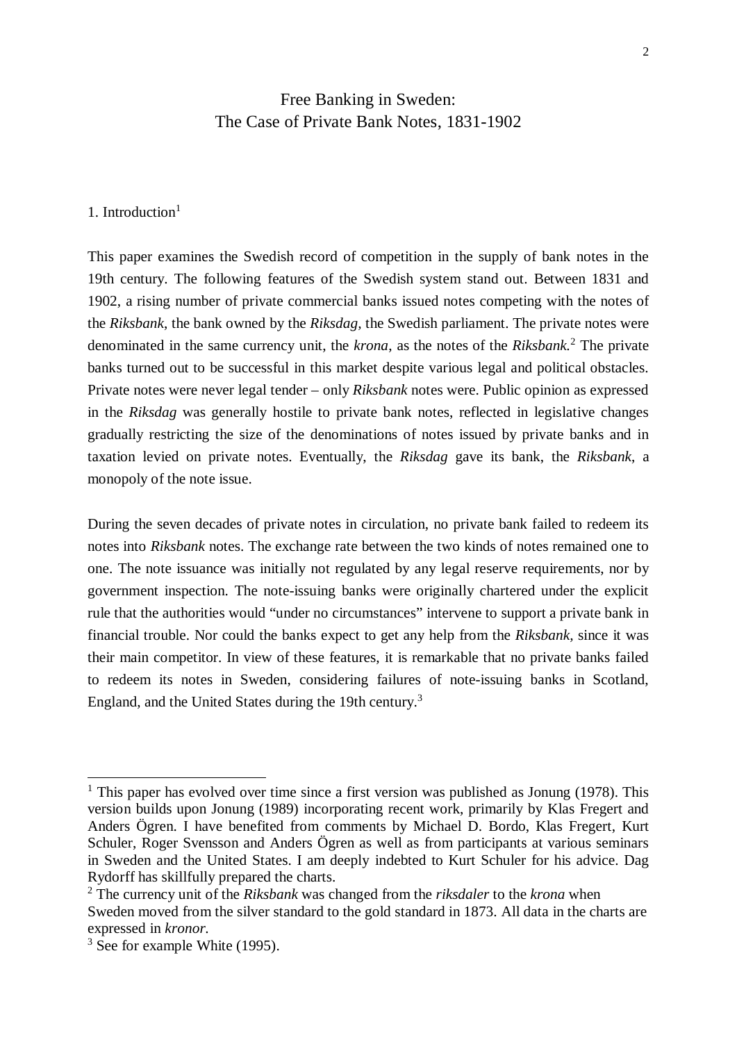# Free Banking in Sweden:
# The Case of Private Bank Notes, 1831-1902

## 1. Introduction[1]

This paper examines the Swedish record of competition in the supply of bank notes in the 19th century. The following features of the Swedish system stand out. Between 1831 and 1902, a rising number of private commercial banks issued notes competing with the notes of the *Riksbank*, the bank owned by the *Riksdag*, the Swedish parliament. The private notes were denominated in the same currency unit, the *krona*, as the notes of the *Riksbank*.[2] The private banks turned out to be successful in this market despite various legal and political obstacles. Private notes were never legal tender – only *Riksbank* notes were. Public opinion as expressed in the *Riksdag* was generally hostile to private bank notes, reflected in legislative changes gradually restricting the size of the denominations of notes issued by private banks and in taxation levied on private notes. Eventually, the *Riksdag* gave its bank, the *Riksbank*, a monopoly of the note issue.

During the seven decades of private notes in circulation, no private bank failed to redeem its notes into *Riksbank* notes. The exchange rate between the two kinds of notes remained one to one. The note issuance was initially not regulated by any legal reserve requirements, nor by government inspection. The note-issuing banks were originally chartered under the explicit rule that the authorities would "under no circumstances" intervene to support a private bank in financial trouble. Nor could the banks expect to get any help from the *Riksbank*, since it was their main competitor. In view of these features, it is remarkable that no private banks failed to redeem its notes in Sweden, considering failures of note-issuing banks in Scotland, England, and the United States during the 19th century.[3]

---

[1] This paper has evolved over time since a first version was published as Jonung (1978). This version builds upon Jonung (1989) incorporating recent work, primarily by Klas Fregert and Anders Ögren. I have benefited from comments by Michael D. Bordo, Klas Fregert, Kurt Schuler, Roger Svensson and Anders Ögren as well as from participants at various seminars in Sweden and the United States. I am deeply indebted to Kurt Schuler for his advice. Dag Rydorff has skillfully prepared the charts.

[2] The currency unit of the *Riksbank* was changed from the *riksdaler* to the *krona* when Sweden moved from the silver standard to the gold standard in 1873. All data in the charts are expressed in *kronor*.

[3] See for example White (1995).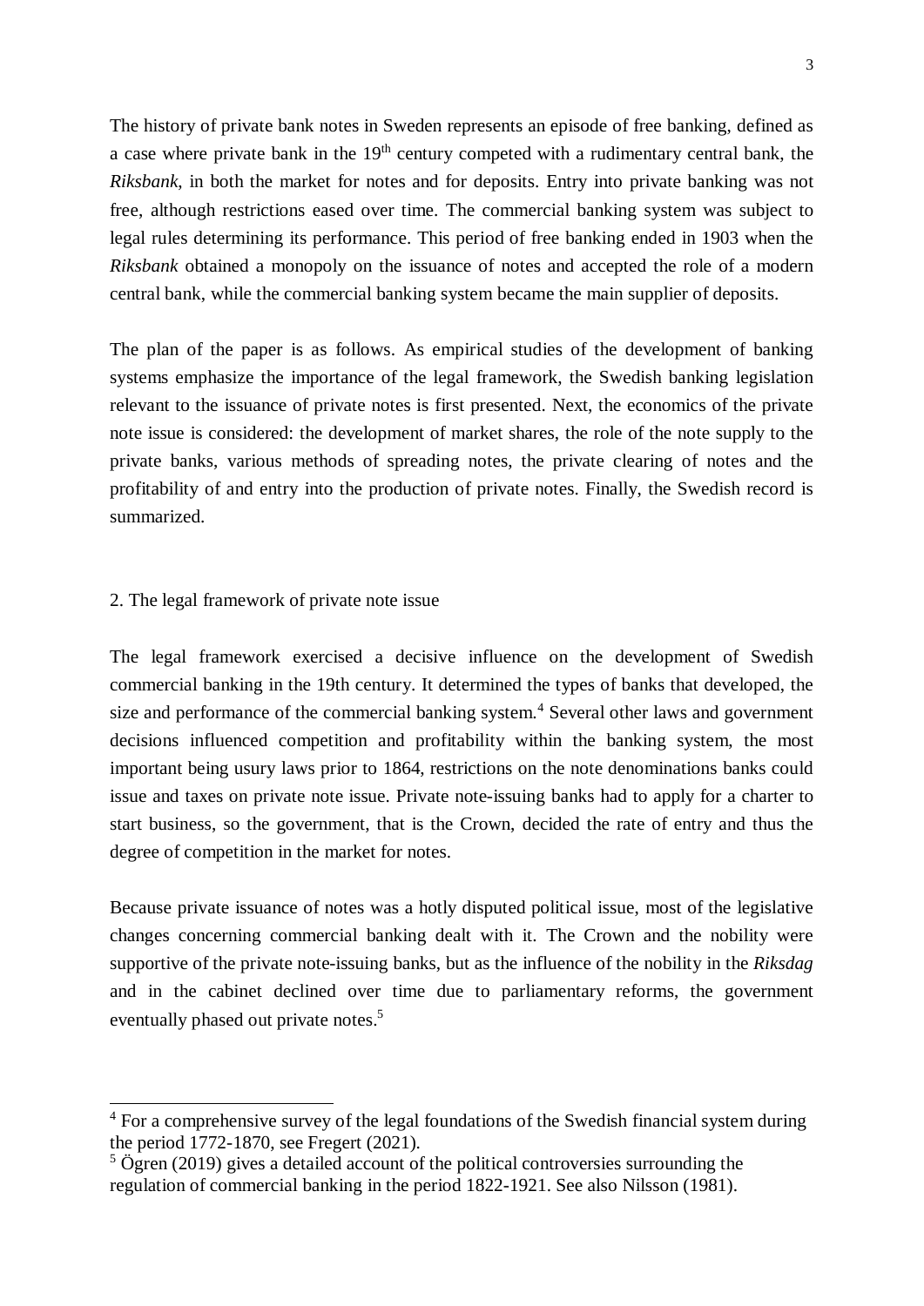The history of private bank notes in Sweden represents an episode of free banking, defined as a case where private bank in the 19th century competed with a rudimentary central bank, the *Riksbank*, in both the market for notes and for deposits. Entry into private banking was not free, although restrictions eased over time. The commercial banking system was subject to legal rules determining its performance. This period of free banking ended in 1903 when the *Riksbank* obtained a monopoly on the issuance of notes and accepted the role of a modern central bank, while the commercial banking system became the main supplier of deposits.

The plan of the paper is as follows. As empirical studies of the development of banking systems emphasize the importance of the legal framework, the Swedish banking legislation relevant to the issuance of private notes is first presented. Next, the economics of the private note issue is considered: the development of market shares, the role of the note supply to the private banks, various methods of spreading notes, the private clearing of notes and the profitability of and entry into the production of private notes. Finally, the Swedish record is summarized.

## 2. The legal framework of private note issue

The legal framework exercised a decisive influence on the development of Swedish commercial banking in the 19th century. It determined the types of banks that developed, the size and performance of the commercial banking system.[4] Several other laws and government decisions influenced competition and profitability within the banking system, the most important being usury laws prior to 1864, restrictions on the note denominations banks could issue and taxes on private note issue. Private note-issuing banks had to apply for a charter to start business, so the government, that is the Crown, decided the rate of entry and thus the degree of competition in the market for notes.

Because private issuance of notes was a hotly disputed political issue, most of the legislative changes concerning commercial banking dealt with it. The Crown and the nobility were supportive of the private note-issuing banks, but as the influence of the nobility in the *Riksdag* and in the cabinet declined over time due to parliamentary reforms, the government eventually phased out private notes.[5]

---

[4] For a comprehensive survey of the legal foundations of the Swedish financial system during the period 1772-1870, see Fregert (2021).

[5] Ögren (2019) gives a detailed account of the political controversies surrounding the regulation of commercial banking in the period 1822-1921. See also Nilsson (1981).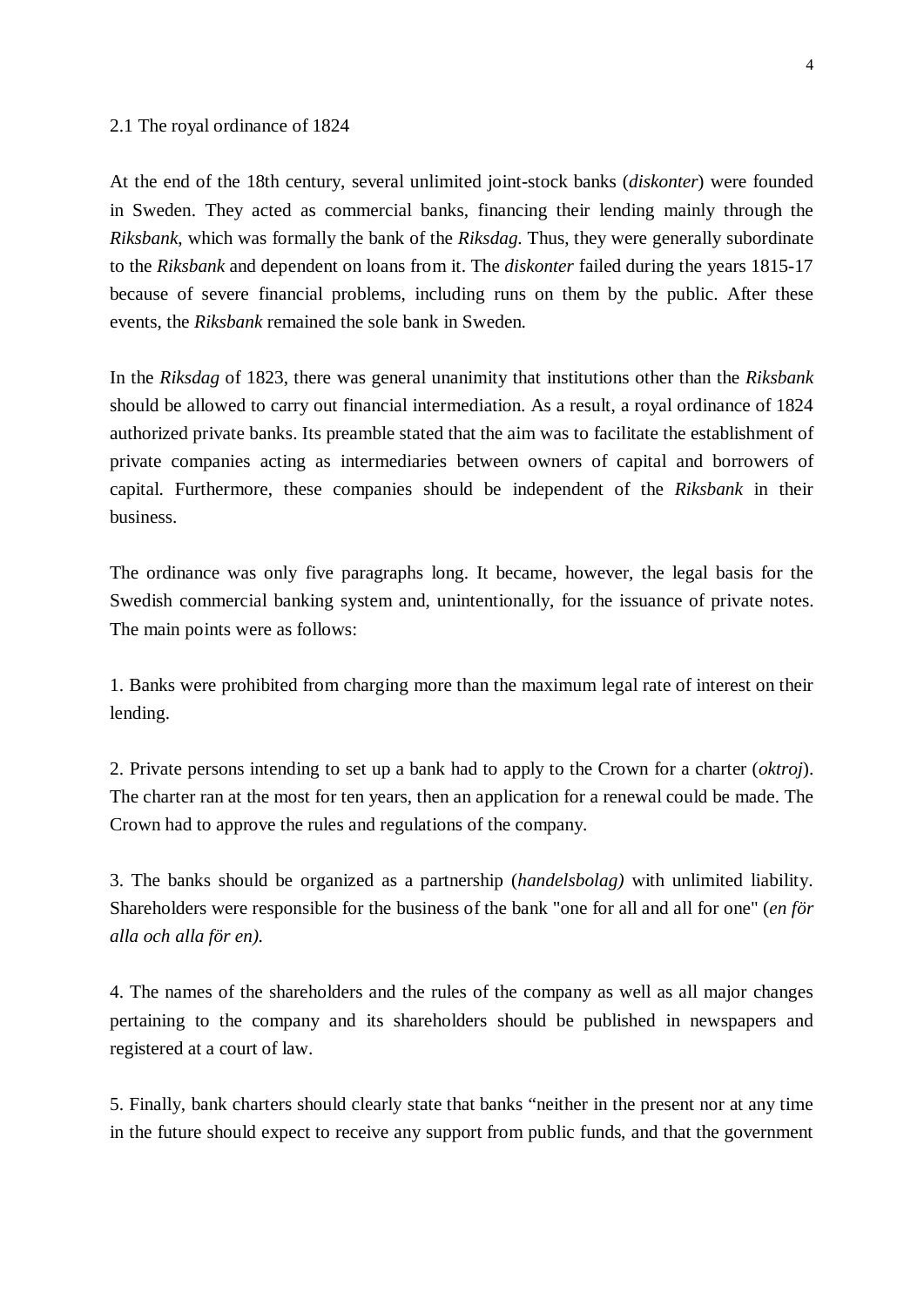## 2.1 The royal ordinance of 1824

At the end of the 18th century, several unlimited joint-stock banks (*diskonter*) were founded in Sweden. They acted as commercial banks, financing their lending mainly through the *Riksbank*, which was formally the bank of the *Riksdag*. Thus, they were generally subordinate to the *Riksbank* and dependent on loans from it. The *diskonter* failed during the years 1815-17 because of severe financial problems, including runs on them by the public. After these events, the *Riksbank* remained the sole bank in Sweden.

In the *Riksdag* of 1823, there was general unanimity that institutions other than the *Riksbank* should be allowed to carry out financial intermediation. As a result, a royal ordinance of 1824 authorized private banks. Its preamble stated that the aim was to facilitate the establishment of private companies acting as intermediaries between owners of capital and borrowers of capital. Furthermore, these companies should be independent of the *Riksbank* in their business.

The ordinance was only five paragraphs long. It became, however, the legal basis for the Swedish commercial banking system and, unintentionally, for the issuance of private notes. The main points were as follows:

1. Banks were prohibited from charging more than the maximum legal rate of interest on their lending.

2. Private persons intending to set up a bank had to apply to the Crown for a charter (*oktroj*). The charter ran at the most for ten years, then an application for a renewal could be made. The Crown had to approve the rules and regulations of the company.

3. The banks should be organized as a partnership (*handelsbolag)* with unlimited liability. Shareholders were responsible for the business of the bank "one for all and all for one" (*en för alla och alla för en).*

4. The names of the shareholders and the rules of the company as well as all major changes pertaining to the company and its shareholders should be published in newspapers and registered at a court of law.

5. Finally, bank charters should clearly state that banks "neither in the present nor at any time in the future should expect to receive any support from public funds, and that the government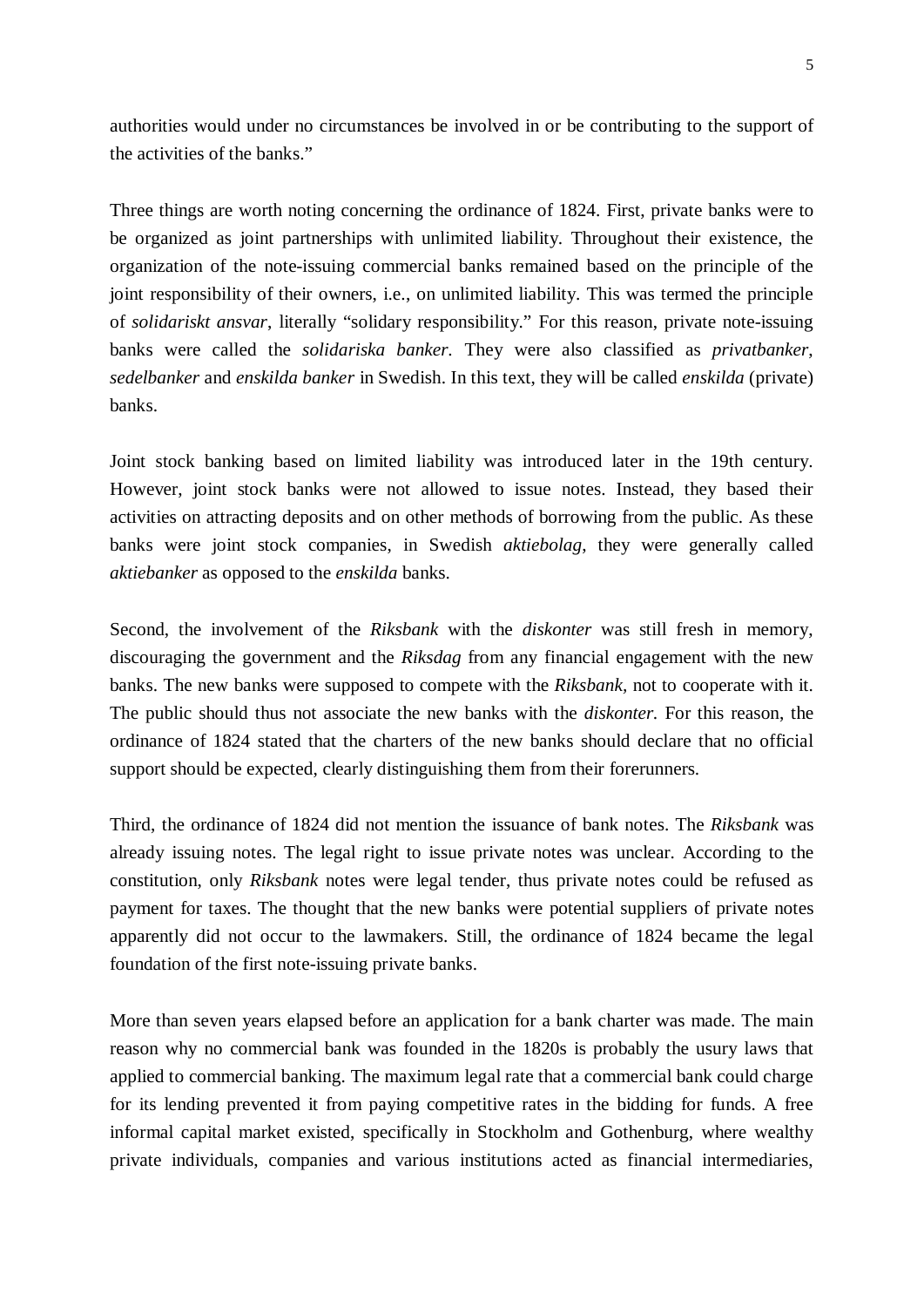authorities would under no circumstances be involved in or be contributing to the support of the activities of the banks."

Three things are worth noting concerning the ordinance of 1824. First, private banks were to be organized as joint partnerships with unlimited liability. Throughout their existence, the organization of the note-issuing commercial banks remained based on the principle of the joint responsibility of their owners, i.e., on unlimited liability. This was termed the principle of *solidariskt ansvar*, literally "solidary responsibility." For this reason, private note-issuing banks were called the *solidariska banker*. They were also classified as *privatbanker*, *sedelbanker* and *enskilda banker* in Swedish. In this text, they will be called *enskilda* (private) banks.

Joint stock banking based on limited liability was introduced later in the 19th century. However, joint stock banks were not allowed to issue notes. Instead, they based their activities on attracting deposits and on other methods of borrowing from the public. As these banks were joint stock companies, in Swedish *aktiebolag*, they were generally called *aktiebanker* as opposed to the *enskilda* banks.

Second, the involvement of the *Riksbank* with the *diskonter* was still fresh in memory, discouraging the government and the *Riksdag* from any financial engagement with the new banks. The new banks were supposed to compete with the *Riksbank*, not to cooperate with it. The public should thus not associate the new banks with the *diskonter*. For this reason, the ordinance of 1824 stated that the charters of the new banks should declare that no official support should be expected, clearly distinguishing them from their forerunners.

Third, the ordinance of 1824 did not mention the issuance of bank notes. The *Riksbank* was already issuing notes. The legal right to issue private notes was unclear. According to the constitution, only *Riksbank* notes were legal tender, thus private notes could be refused as payment for taxes. The thought that the new banks were potential suppliers of private notes apparently did not occur to the lawmakers. Still, the ordinance of 1824 became the legal foundation of the first note-issuing private banks.

More than seven years elapsed before an application for a bank charter was made. The main reason why no commercial bank was founded in the 1820s is probably the usury laws that applied to commercial banking. The maximum legal rate that a commercial bank could charge for its lending prevented it from paying competitive rates in the bidding for funds. A free informal capital market existed, specifically in Stockholm and Gothenburg, where wealthy private individuals, companies and various institutions acted as financial intermediaries,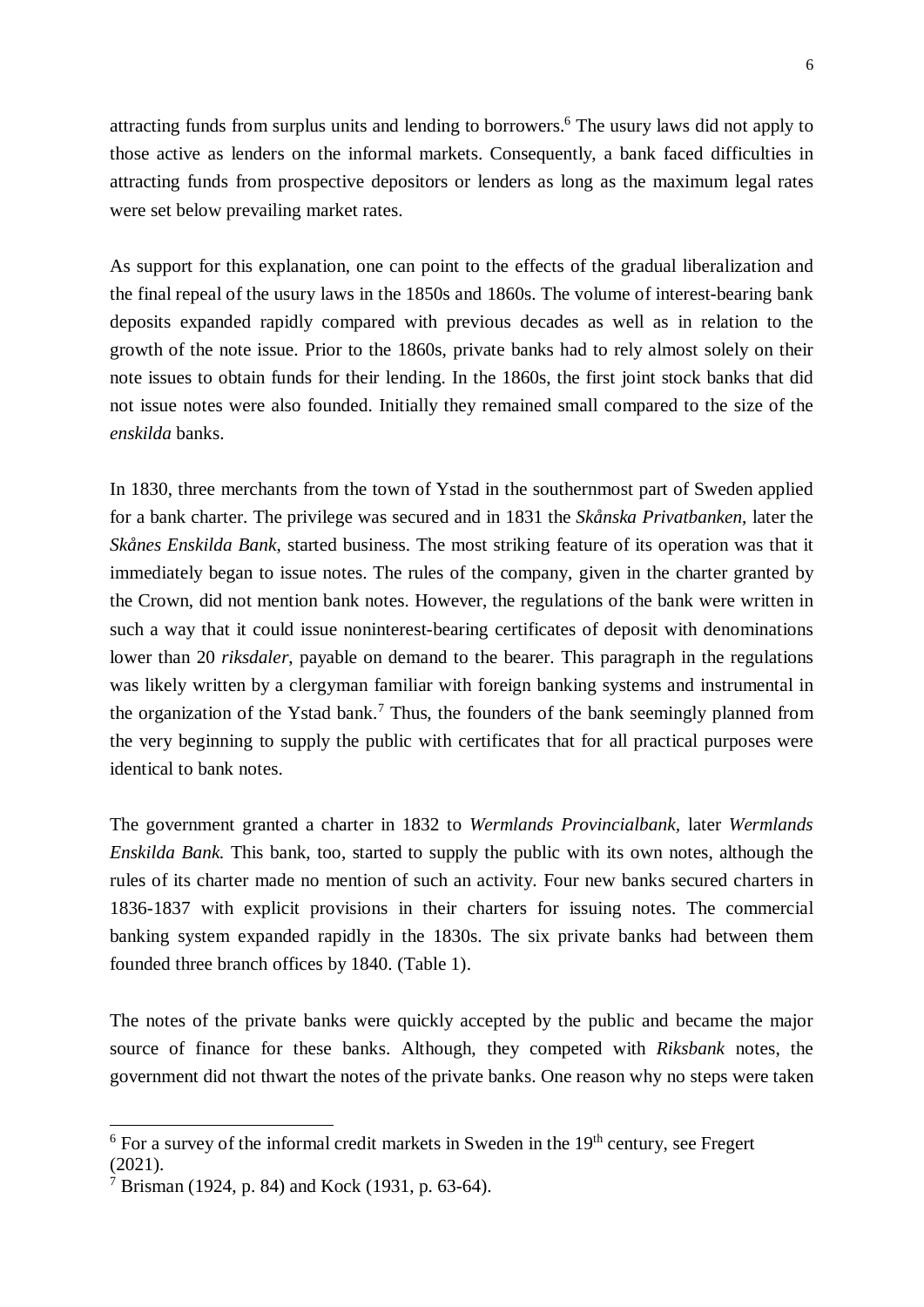attracting funds from surplus units and lending to borrowers.[6] The usury laws did not apply to those active as lenders on the informal markets. Consequently, a bank faced difficulties in attracting funds from prospective depositors or lenders as long as the maximum legal rates were set below prevailing market rates.

As support for this explanation, one can point to the effects of the gradual liberalization and the final repeal of the usury laws in the 1850s and 1860s. The volume of interest-bearing bank deposits expanded rapidly compared with previous decades as well as in relation to the growth of the note issue. Prior to the 1860s, private banks had to rely almost solely on their note issues to obtain funds for their lending. In the 1860s, the first joint stock banks that did not issue notes were also founded. Initially they remained small compared to the size of the *enskilda* banks.

In 1830, three merchants from the town of Ystad in the southernmost part of Sweden applied for a bank charter. The privilege was secured and in 1831 the *Skånska Privatbanken*, later the *Skånes Enskilda Bank*, started business. The most striking feature of its operation was that it immediately began to issue notes. The rules of the company, given in the charter granted by the Crown, did not mention bank notes. However, the regulations of the bank were written in such a way that it could issue noninterest-bearing certificates of deposit with denominations lower than 20 *riksdaler*, payable on demand to the bearer. This paragraph in the regulations was likely written by a clergyman familiar with foreign banking systems and instrumental in the organization of the Ystad bank.[7] Thus, the founders of the bank seemingly planned from the very beginning to supply the public with certificates that for all practical purposes were identical to bank notes.

The government granted a charter in 1832 to *Wermlands Provincialbank*, later *Wermlands Enskilda Bank.* This bank, too, started to supply the public with its own notes, although the rules of its charter made no mention of such an activity. Four new banks secured charters in 1836-1837 with explicit provisions in their charters for issuing notes. The commercial banking system expanded rapidly in the 1830s. The six private banks had between them founded three branch offices by 1840. (Table 1).

The notes of the private banks were quickly accepted by the public and became the major source of finance for these banks. Although, they competed with *Riksbank* notes, the government did not thwart the notes of the private banks. One reason why no steps were taken

[6] For a survey of the informal credit markets in Sweden in the 19th century, see Fregert (2021).

[7] Brisman (1924, p. 84) and Kock (1931, p. 63-64).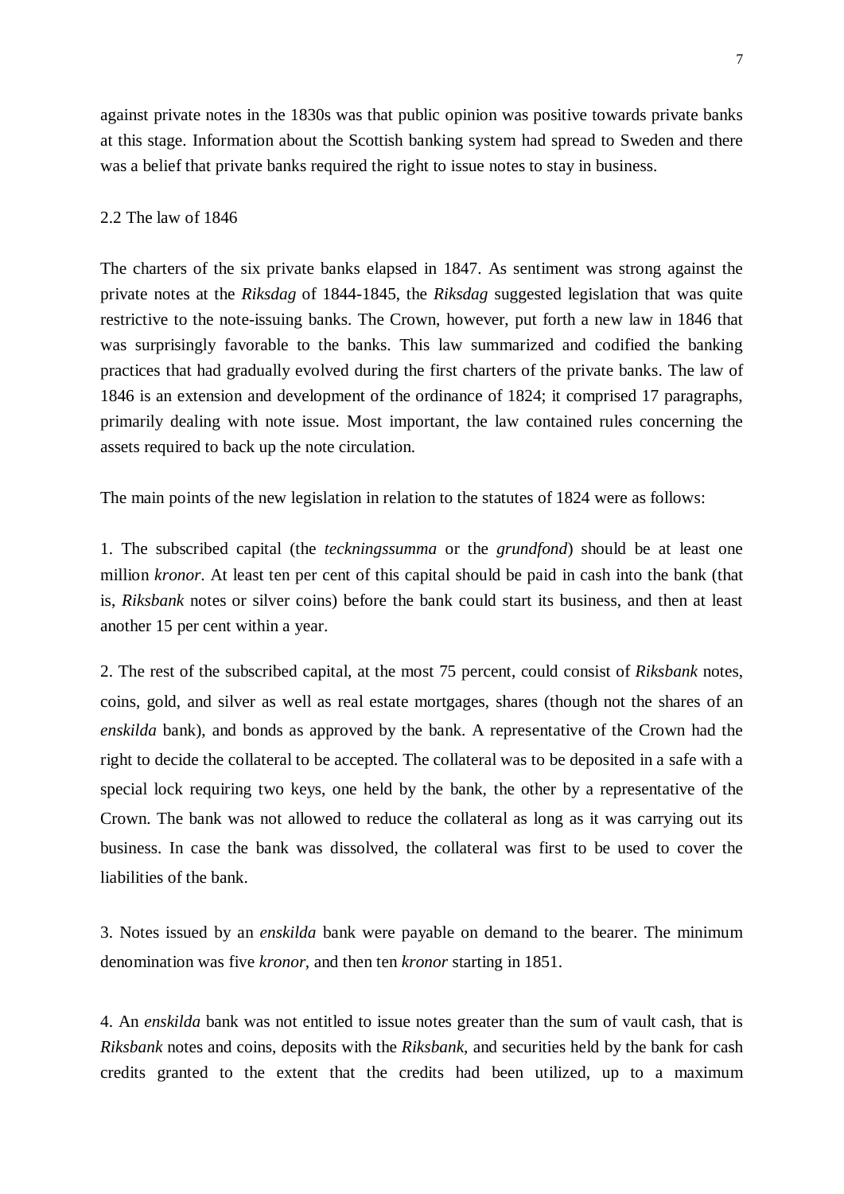against private notes in the 1830s was that public opinion was positive towards private banks at this stage. Information about the Scottish banking system had spread to Sweden and there was a belief that private banks required the right to issue notes to stay in business.

## 2.2 The law of 1846

The charters of the six private banks elapsed in 1847. As sentiment was strong against the private notes at the *Riksdag* of 1844-1845, the *Riksdag* suggested legislation that was quite restrictive to the note-issuing banks. The Crown, however, put forth a new law in 1846 that was surprisingly favorable to the banks. This law summarized and codified the banking practices that had gradually evolved during the first charters of the private banks. The law of 1846 is an extension and development of the ordinance of 1824; it comprised 17 paragraphs, primarily dealing with note issue. Most important, the law contained rules concerning the assets required to back up the note circulation.

The main points of the new legislation in relation to the statutes of 1824 were as follows:

1. The subscribed capital (the *teckningssumma* or the *grundfond*) should be at least one million *kronor*. At least ten per cent of this capital should be paid in cash into the bank (that is, *Riksbank* notes or silver coins) before the bank could start its business, and then at least another 15 per cent within a year.

2. The rest of the subscribed capital, at the most 75 percent, could consist of *Riksbank* notes, coins, gold, and silver as well as real estate mortgages, shares (though not the shares of an *enskilda* bank), and bonds as approved by the bank. A representative of the Crown had the right to decide the collateral to be accepted. The collateral was to be deposited in a safe with a special lock requiring two keys, one held by the bank, the other by a representative of the Crown. The bank was not allowed to reduce the collateral as long as it was carrying out its business. In case the bank was dissolved, the collateral was first to be used to cover the liabilities of the bank.

3. Notes issued by an *enskilda* bank were payable on demand to the bearer. The minimum denomination was five *kronor*, and then ten *kronor* starting in 1851.

4. An *enskilda* bank was not entitled to issue notes greater than the sum of vault cash, that is *Riksbank* notes and coins, deposits with the *Riksbank*, and securities held by the bank for cash credits granted to the extent that the credits had been utilized, up to a maximum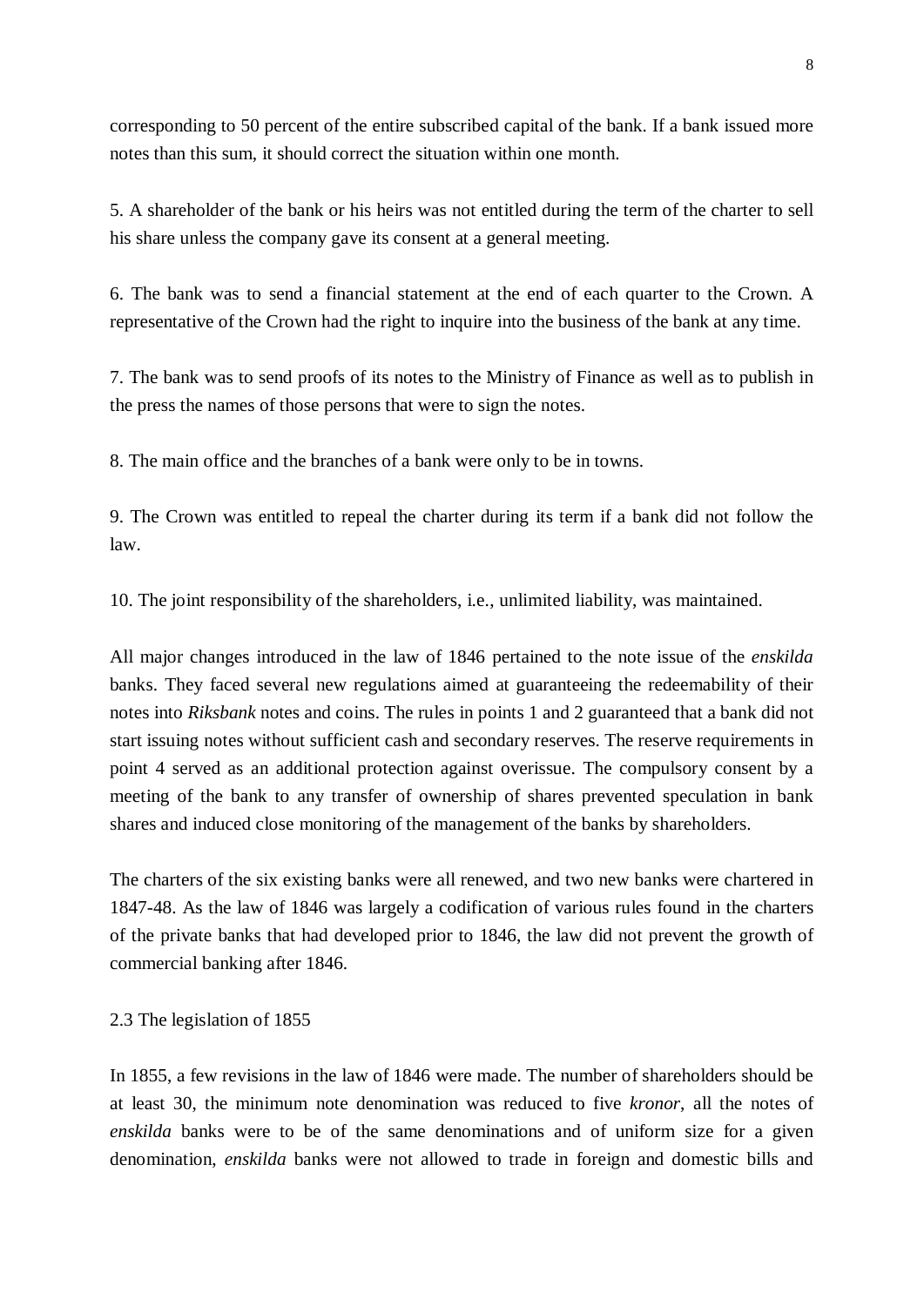corresponding to 50 percent of the entire subscribed capital of the bank. If a bank issued more notes than this sum, it should correct the situation within one month.

5. A shareholder of the bank or his heirs was not entitled during the term of the charter to sell his share unless the company gave its consent at a general meeting.

6. The bank was to send a financial statement at the end of each quarter to the Crown. A representative of the Crown had the right to inquire into the business of the bank at any time.

7. The bank was to send proofs of its notes to the Ministry of Finance as well as to publish in the press the names of those persons that were to sign the notes.

8. The main office and the branches of a bank were only to be in towns.

9. The Crown was entitled to repeal the charter during its term if a bank did not follow the law.

10. The joint responsibility of the shareholders, i.e., unlimited liability, was maintained.

All major changes introduced in the law of 1846 pertained to the note issue of the *enskilda* banks. They faced several new regulations aimed at guaranteeing the redeemability of their notes into *Riksbank* notes and coins. The rules in points 1 and 2 guaranteed that a bank did not start issuing notes without sufficient cash and secondary reserves. The reserve requirements in point 4 served as an additional protection against overissue. The compulsory consent by a meeting of the bank to any transfer of ownership of shares prevented speculation in bank shares and induced close monitoring of the management of the banks by shareholders.

The charters of the six existing banks were all renewed, and two new banks were chartered in 1847-48. As the law of 1846 was largely a codification of various rules found in the charters of the private banks that had developed prior to 1846, the law did not prevent the growth of commercial banking after 1846.

### 2.3 The legislation of 1855

In 1855, a few revisions in the law of 1846 were made. The number of shareholders should be at least 30, the minimum note denomination was reduced to five *kronor*, all the notes of *enskilda* banks were to be of the same denominations and of uniform size for a given denomination, *enskilda* banks were not allowed to trade in foreign and domestic bills and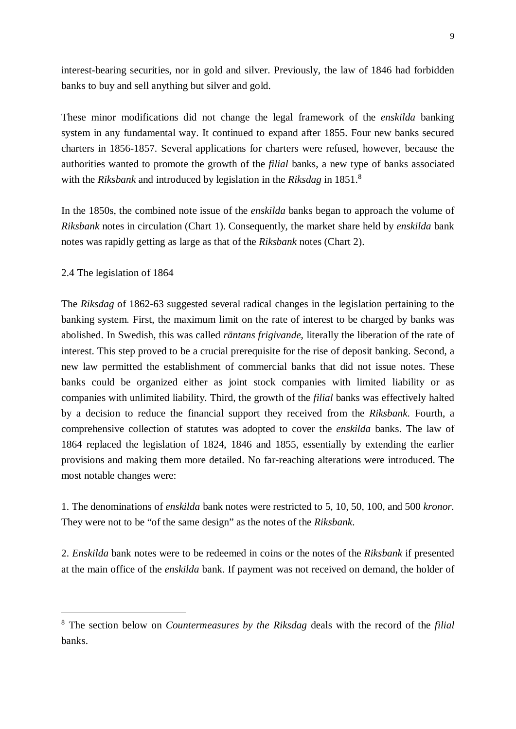interest-bearing securities, nor in gold and silver. Previously, the law of 1846 had forbidden banks to buy and sell anything but silver and gold.

These minor modifications did not change the legal framework of the *enskilda* banking system in any fundamental way. It continued to expand after 1855. Four new banks secured charters in 1856-1857. Several applications for charters were refused, however, because the authorities wanted to promote the growth of the *filial* banks, a new type of banks associated with the *Riksbank* and introduced by legislation in the *Riksdag* in 1851.[8]

In the 1850s, the combined note issue of the *enskilda* banks began to approach the volume of *Riksbank* notes in circulation (Chart 1). Consequently, the market share held by *enskilda* bank notes was rapidly getting as large as that of the *Riksbank* notes (Chart 2).

### 2.4 The legislation of 1864

The *Riksdag* of 1862-63 suggested several radical changes in the legislation pertaining to the banking system. First, the maximum limit on the rate of interest to be charged by banks was abolished. In Swedish, this was called *räntans frigivande*, literally the liberation of the rate of interest. This step proved to be a crucial prerequisite for the rise of deposit banking. Second, a new law permitted the establishment of commercial banks that did not issue notes. These banks could be organized either as joint stock companies with limited liability or as companies with unlimited liability. Third, the growth of the *filial* banks was effectively halted by a decision to reduce the financial support they received from the *Riksbank*. Fourth, a comprehensive collection of statutes was adopted to cover the *enskilda* banks. The law of 1864 replaced the legislation of 1824, 1846 and 1855, essentially by extending the earlier provisions and making them more detailed. No far-reaching alterations were introduced. The most notable changes were:

1. The denominations of *enskilda* bank notes were restricted to 5, 10, 50, 100, and 500 *kronor*. They were not to be "of the same design" as the notes of the *Riksbank*.

2. *Enskilda* bank notes were to be redeemed in coins or the notes of the *Riksbank* if presented at the main office of the *enskilda* bank. If payment was not received on demand, the holder of

---

[8] The section below on *Countermeasures by the Riksdag* deals with the record of the *filial* banks.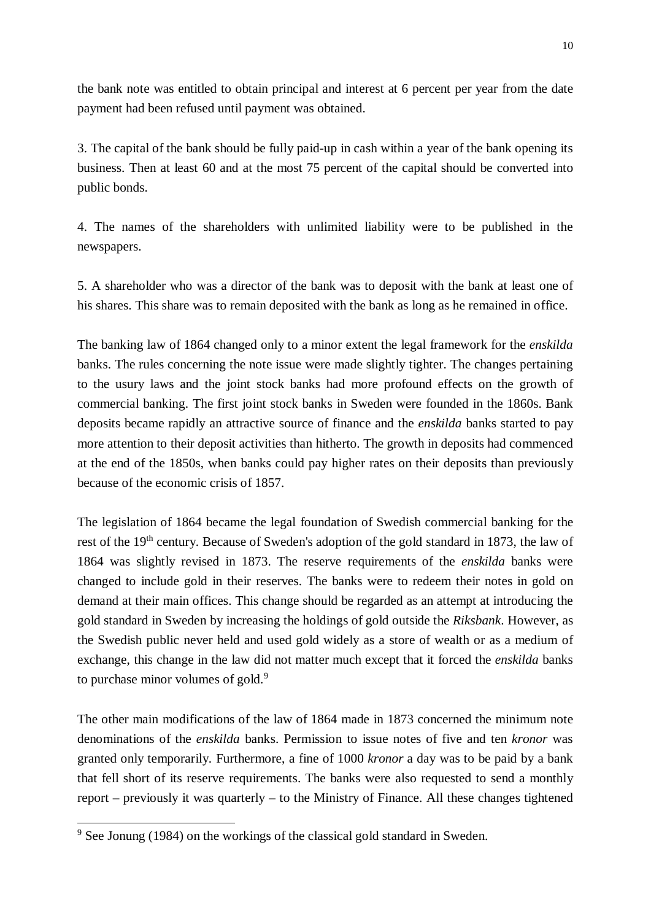the bank note was entitled to obtain principal and interest at 6 percent per year from the date payment had been refused until payment was obtained.

3. The capital of the bank should be fully paid-up in cash within a year of the bank opening its business. Then at least 60 and at the most 75 percent of the capital should be converted into public bonds.

4. The names of the shareholders with unlimited liability were to be published in the newspapers.

5. A shareholder who was a director of the bank was to deposit with the bank at least one of his shares. This share was to remain deposited with the bank as long as he remained in office.

The banking law of 1864 changed only to a minor extent the legal framework for the *enskilda* banks. The rules concerning the note issue were made slightly tighter. The changes pertaining to the usury laws and the joint stock banks had more profound effects on the growth of commercial banking. The first joint stock banks in Sweden were founded in the 1860s. Bank deposits became rapidly an attractive source of finance and the *enskilda* banks started to pay more attention to their deposit activities than hitherto. The growth in deposits had commenced at the end of the 1850s, when banks could pay higher rates on their deposits than previously because of the economic crisis of 1857.

The legislation of 1864 became the legal foundation of Swedish commercial banking for the rest of the 19th century. Because of Sweden's adoption of the gold standard in 1873, the law of 1864 was slightly revised in 1873. The reserve requirements of the *enskilda* banks were changed to include gold in their reserves. The banks were to redeem their notes in gold on demand at their main offices. This change should be regarded as an attempt at introducing the gold standard in Sweden by increasing the holdings of gold outside the *Riksbank*. However, as the Swedish public never held and used gold widely as a store of wealth or as a medium of exchange, this change in the law did not matter much except that it forced the *enskilda* banks to purchase minor volumes of gold.[9]

The other main modifications of the law of 1864 made in 1873 concerned the minimum note denominations of the *enskilda* banks. Permission to issue notes of five and ten *kronor* was granted only temporarily. Furthermore, a fine of 1000 *kronor* a day was to be paid by a bank that fell short of its reserve requirements. The banks were also requested to send a monthly report – previously it was quarterly – to the Ministry of Finance. All these changes tightened

[9] See Jonung (1984) on the workings of the classical gold standard in Sweden.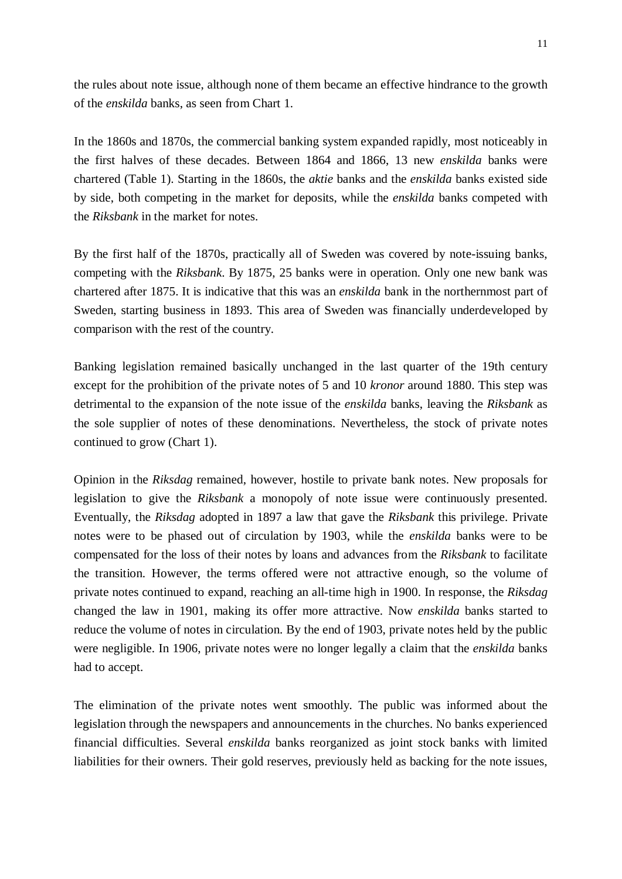the rules about note issue, although none of them became an effective hindrance to the growth of the *enskilda* banks, as seen from Chart 1.

In the 1860s and 1870s, the commercial banking system expanded rapidly, most noticeably in the first halves of these decades. Between 1864 and 1866, 13 new *enskilda* banks were chartered (Table 1). Starting in the 1860s, the *aktie* banks and the *enskilda* banks existed side by side, both competing in the market for deposits, while the *enskilda* banks competed with the *Riksbank* in the market for notes.

By the first half of the 1870s, practically all of Sweden was covered by note-issuing banks, competing with the *Riksbank*. By 1875, 25 banks were in operation. Only one new bank was chartered after 1875. It is indicative that this was an *enskilda* bank in the northernmost part of Sweden, starting business in 1893. This area of Sweden was financially underdeveloped by comparison with the rest of the country.

Banking legislation remained basically unchanged in the last quarter of the 19th century except for the prohibition of the private notes of 5 and 10 *kronor* around 1880. This step was detrimental to the expansion of the note issue of the *enskilda* banks, leaving the *Riksbank* as the sole supplier of notes of these denominations. Nevertheless, the stock of private notes continued to grow (Chart 1).

Opinion in the *Riksdag* remained, however, hostile to private bank notes. New proposals for legislation to give the *Riksbank* a monopoly of note issue were continuously presented. Eventually, the *Riksdag* adopted in 1897 a law that gave the *Riksbank* this privilege. Private notes were to be phased out of circulation by 1903, while the *enskilda* banks were to be compensated for the loss of their notes by loans and advances from the *Riksbank* to facilitate the transition. However, the terms offered were not attractive enough, so the volume of private notes continued to expand, reaching an all-time high in 1900. In response, the *Riksdag* changed the law in 1901, making its offer more attractive. Now *enskilda* banks started to reduce the volume of notes in circulation. By the end of 1903, private notes held by the public were negligible. In 1906, private notes were no longer legally a claim that the *enskilda* banks had to accept.

The elimination of the private notes went smoothly. The public was informed about the legislation through the newspapers and announcements in the churches. No banks experienced financial difficulties. Several *enskilda* banks reorganized as joint stock banks with limited liabilities for their owners. Their gold reserves, previously held as backing for the note issues,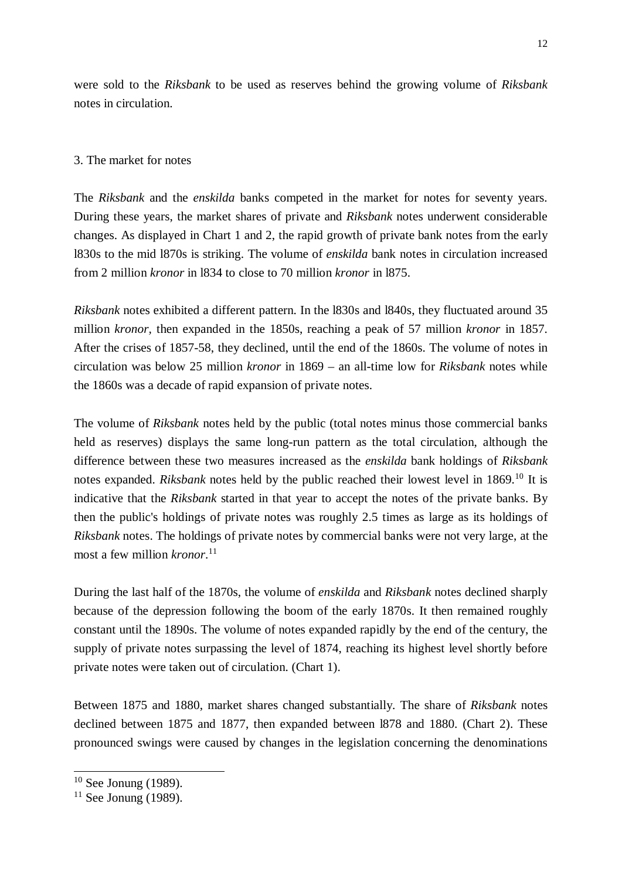were sold to the *Riksbank* to be used as reserves behind the growing volume of *Riksbank* notes in circulation.

## 3. The market for notes

The *Riksbank* and the *enskilda* banks competed in the market for notes for seventy years. During these years, the market shares of private and *Riksbank* notes underwent considerable changes. As displayed in Chart 1 and 2, the rapid growth of private bank notes from the early l830s to the mid l870s is striking. The volume of *enskilda* bank notes in circulation increased from 2 million *kronor* in l834 to close to 70 million *kronor* in l875.

*Riksbank* notes exhibited a different pattern. In the l830s and l840s, they fluctuated around 35 million *kronor*, then expanded in the 1850s, reaching a peak of 57 million *kronor* in 1857. After the crises of 1857-58, they declined, until the end of the 1860s. The volume of notes in circulation was below 25 million *kronor* in 1869 – an all-time low for *Riksbank* notes while the 1860s was a decade of rapid expansion of private notes.

The volume of *Riksbank* notes held by the public (total notes minus those commercial banks held as reserves) displays the same long-run pattern as the total circulation, although the difference between these two measures increased as the *enskilda* bank holdings of *Riksbank* notes expanded. *Riksbank* notes held by the public reached their lowest level in 1869.[10] It is indicative that the *Riksbank* started in that year to accept the notes of the private banks. By then the public's holdings of private notes was roughly 2.5 times as large as its holdings of *Riksbank* notes. The holdings of private notes by commercial banks were not very large, at the most a few million *kronor*.[11]

During the last half of the 1870s, the volume of *enskilda* and *Riksbank* notes declined sharply because of the depression following the boom of the early 1870s. It then remained roughly constant until the 1890s. The volume of notes expanded rapidly by the end of the century, the supply of private notes surpassing the level of 1874, reaching its highest level shortly before private notes were taken out of circulation. (Chart 1).

Between 1875 and 1880, market shares changed substantially. The share of *Riksbank* notes declined between 1875 and 1877, then expanded between l878 and 1880. (Chart 2). These pronounced swings were caused by changes in the legislation concerning the denominations

---

[10] See Jonung (1989).

[11] See Jonung (1989).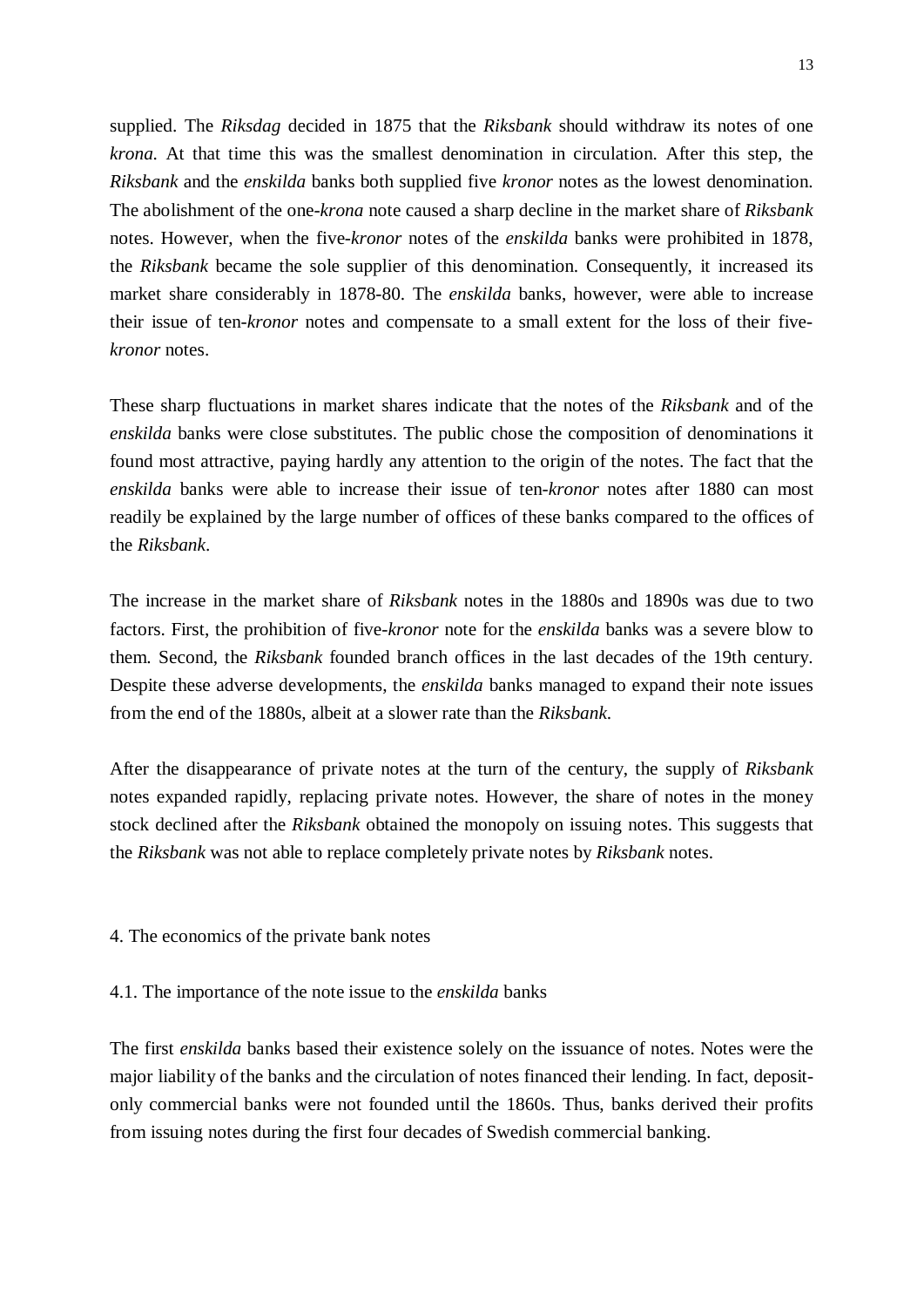supplied. The *Riksdag* decided in 1875 that the *Riksbank* should withdraw its notes of one *krona*. At that time this was the smallest denomination in circulation. After this step, the *Riksbank* and the *enskilda* banks both supplied five *kronor* notes as the lowest denomination. The abolishment of the one-*krona* note caused a sharp decline in the market share of *Riksbank* notes. However, when the five-*kronor* notes of the *enskilda* banks were prohibited in 1878, the *Riksbank* became the sole supplier of this denomination. Consequently, it increased its market share considerably in 1878-80. The *enskilda* banks, however, were able to increase their issue of ten-*kronor* notes and compensate to a small extent for the loss of their five-*kronor* notes.

These sharp fluctuations in market shares indicate that the notes of the *Riksbank* and of the *enskilda* banks were close substitutes. The public chose the composition of denominations it found most attractive, paying hardly any attention to the origin of the notes. The fact that the *enskilda* banks were able to increase their issue of ten-*kronor* notes after 1880 can most readily be explained by the large number of offices of these banks compared to the offices of the *Riksbank*.

The increase in the market share of *Riksbank* notes in the 1880s and 1890s was due to two factors. First, the prohibition of five-*kronor* note for the *enskilda* banks was a severe blow to them. Second, the *Riksbank* founded branch offices in the last decades of the 19th century. Despite these adverse developments, the *enskilda* banks managed to expand their note issues from the end of the 1880s, albeit at a slower rate than the *Riksbank*.

After the disappearance of private notes at the turn of the century, the supply of *Riksbank* notes expanded rapidly, replacing private notes. However, the share of notes in the money stock declined after the *Riksbank* obtained the monopoly on issuing notes. This suggests that the *Riksbank* was not able to replace completely private notes by *Riksbank* notes.

## 4. The economics of the private bank notes

### 4.1. The importance of the note issue to the *enskilda* banks

The first *enskilda* banks based their existence solely on the issuance of notes. Notes were the major liability of the banks and the circulation of notes financed their lending. In fact, deposit-only commercial banks were not founded until the 1860s. Thus, banks derived their profits from issuing notes during the first four decades of Swedish commercial banking.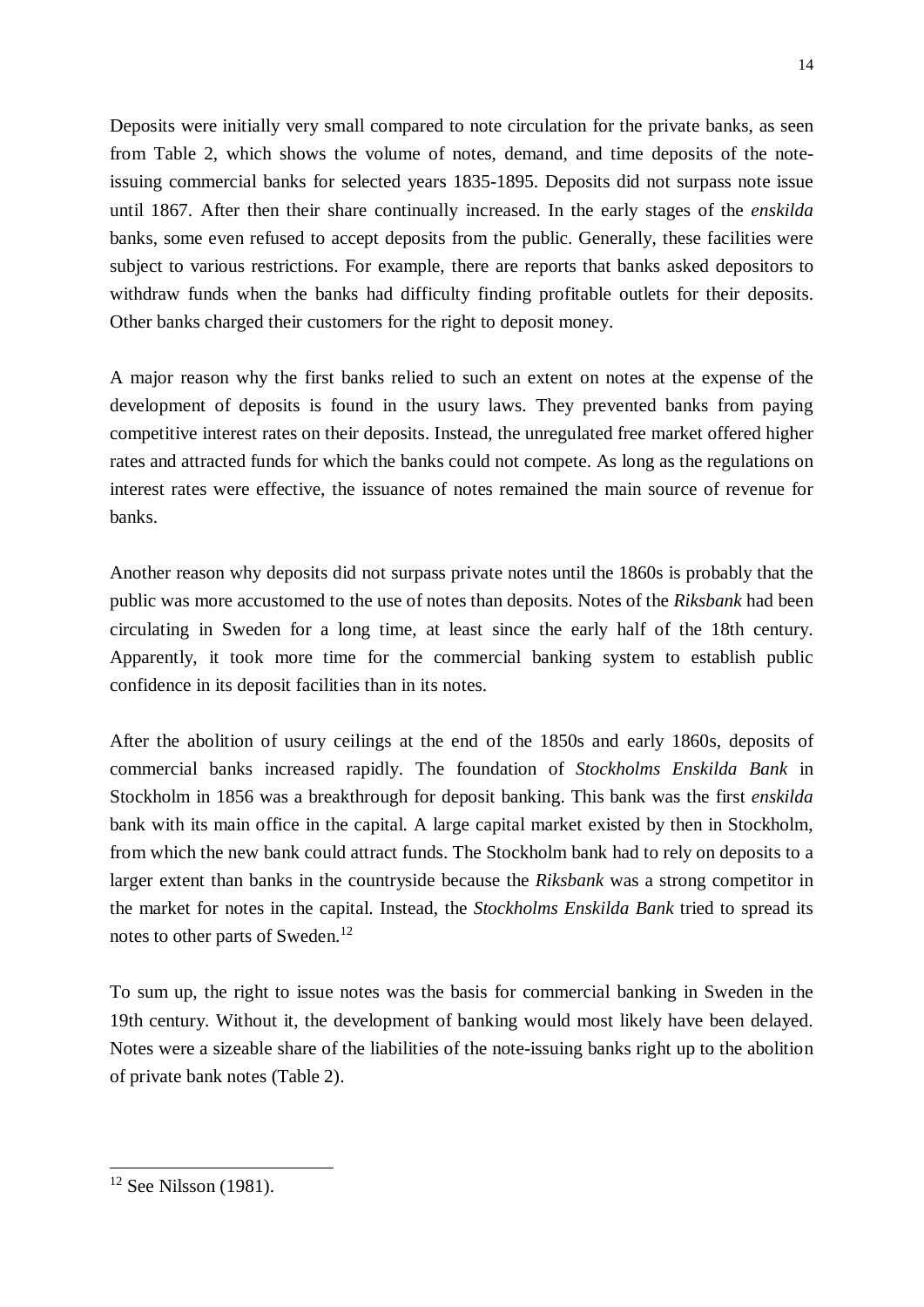Deposits were initially very small compared to note circulation for the private banks, as seen from Table 2, which shows the volume of notes, demand, and time deposits of the note-issuing commercial banks for selected years 1835-1895. Deposits did not surpass note issue until 1867. After then their share continually increased. In the early stages of the *enskilda* banks, some even refused to accept deposits from the public. Generally, these facilities were subject to various restrictions. For example, there are reports that banks asked depositors to withdraw funds when the banks had difficulty finding profitable outlets for their deposits. Other banks charged their customers for the right to deposit money.

A major reason why the first banks relied to such an extent on notes at the expense of the development of deposits is found in the usury laws. They prevented banks from paying competitive interest rates on their deposits. Instead, the unregulated free market offered higher rates and attracted funds for which the banks could not compete. As long as the regulations on interest rates were effective, the issuance of notes remained the main source of revenue for banks.

Another reason why deposits did not surpass private notes until the 1860s is probably that the public was more accustomed to the use of notes than deposits. Notes of the *Riksbank* had been circulating in Sweden for a long time, at least since the early half of the 18th century. Apparently, it took more time for the commercial banking system to establish public confidence in its deposit facilities than in its notes.

After the abolition of usury ceilings at the end of the 1850s and early 1860s, deposits of commercial banks increased rapidly. The foundation of *Stockholms Enskilda Bank* in Stockholm in 1856 was a breakthrough for deposit banking. This bank was the first *enskilda* bank with its main office in the capital. A large capital market existed by then in Stockholm, from which the new bank could attract funds. The Stockholm bank had to rely on deposits to a larger extent than banks in the countryside because the *Riksbank* was a strong competitor in the market for notes in the capital. Instead, the *Stockholms Enskilda Bank* tried to spread its notes to other parts of Sweden.[12]

To sum up, the right to issue notes was the basis for commercial banking in Sweden in the 19th century. Without it, the development of banking would most likely have been delayed. Notes were a sizeable share of the liabilities of the note-issuing banks right up to the abolition of private bank notes (Table 2).

---

[12] See Nilsson (1981).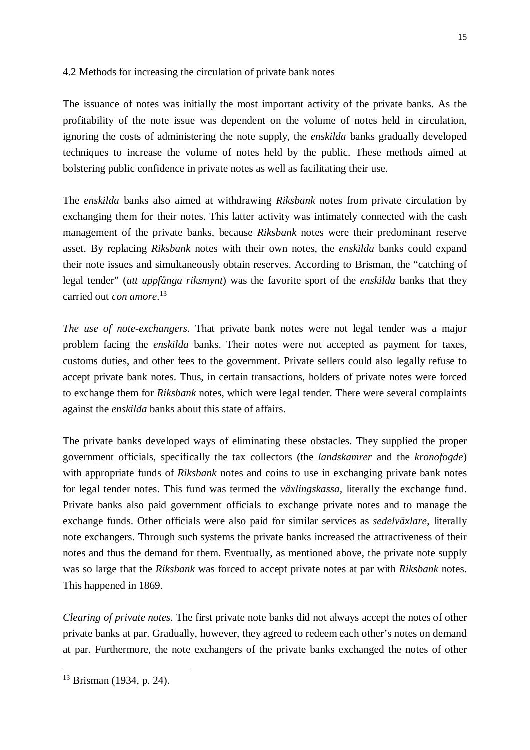## 4.2 Methods for increasing the circulation of private bank notes

The issuance of notes was initially the most important activity of the private banks. As the profitability of the note issue was dependent on the volume of notes held in circulation, ignoring the costs of administering the note supply, the *enskilda* banks gradually developed techniques to increase the volume of notes held by the public. These methods aimed at bolstering public confidence in private notes as well as facilitating their use.

The *enskilda* banks also aimed at withdrawing *Riksbank* notes from private circulation by exchanging them for their notes. This latter activity was intimately connected with the cash management of the private banks, because *Riksbank* notes were their predominant reserve asset. By replacing *Riksbank* notes with their own notes, the *enskilda* banks could expand their note issues and simultaneously obtain reserves. According to Brisman, the "catching of legal tender" (*att uppfånga riksmynt*) was the favorite sport of the *enskilda* banks that they carried out *con amore*.[13]

*The use of note-exchangers.* That private bank notes were not legal tender was a major problem facing the *enskilda* banks. Their notes were not accepted as payment for taxes, customs duties, and other fees to the government. Private sellers could also legally refuse to accept private bank notes. Thus, in certain transactions, holders of private notes were forced to exchange them for *Riksbank* notes, which were legal tender. There were several complaints against the *enskilda* banks about this state of affairs.

The private banks developed ways of eliminating these obstacles. They supplied the proper government officials, specifically the tax collectors (the *landskamrer* and the *kronofogde*) with appropriate funds of *Riksbank* notes and coins to use in exchanging private bank notes for legal tender notes. This fund was termed the *växlingskassa,* literally the exchange fund. Private banks also paid government officials to exchange private notes and to manage the exchange funds. Other officials were also paid for similar services as *sedelväxlare*, literally note exchangers. Through such systems the private banks increased the attractiveness of their notes and thus the demand for them. Eventually, as mentioned above, the private note supply was so large that the *Riksbank* was forced to accept private notes at par with *Riksbank* notes. This happened in 1869.

*Clearing of private notes.* The first private note banks did not always accept the notes of other private banks at par. Gradually, however, they agreed to redeem each other's notes on demand at par. Furthermore, the note exchangers of the private banks exchanged the notes of other

[13] Brisman (1934, p. 24).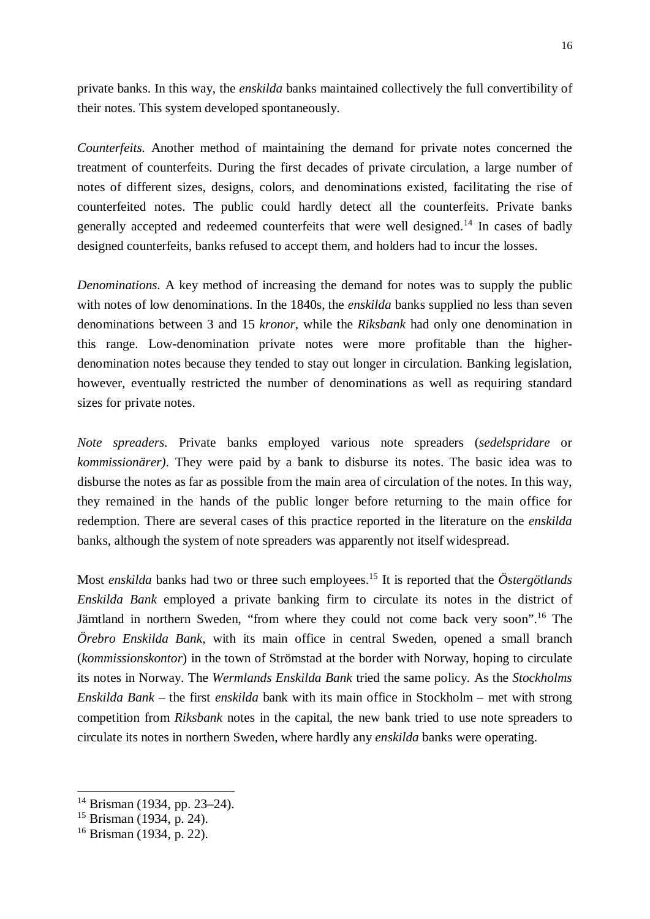private banks. In this way, the *enskilda* banks maintained collectively the full convertibility of their notes. This system developed spontaneously.

*Counterfeits.* Another method of maintaining the demand for private notes concerned the treatment of counterfeits. During the first decades of private circulation, a large number of notes of different sizes, designs, colors, and denominations existed, facilitating the rise of counterfeited notes. The public could hardly detect all the counterfeits. Private banks generally accepted and redeemed counterfeits that were well designed.[14] In cases of badly designed counterfeits, banks refused to accept them, and holders had to incur the losses.

*Denominations.* A key method of increasing the demand for notes was to supply the public with notes of low denominations. In the 1840s, the *enskilda* banks supplied no less than seven denominations between 3 and 15 *kronor*, while the *Riksbank* had only one denomination in this range. Low-denomination private notes were more profitable than the higher-denomination notes because they tended to stay out longer in circulation. Banking legislation, however, eventually restricted the number of denominations as well as requiring standard sizes for private notes.

*Note spreaders.* Private banks employed various note spreaders (*sedelspridare* or *kommissionärer).* They were paid by a bank to disburse its notes. The basic idea was to disburse the notes as far as possible from the main area of circulation of the notes. In this way, they remained in the hands of the public longer before returning to the main office for redemption. There are several cases of this practice reported in the literature on the *enskilda* banks, although the system of note spreaders was apparently not itself widespread.

Most *enskilda* banks had two or three such employees.[15] It is reported that the *Östergötlands Enskilda Bank* employed a private banking firm to circulate its notes in the district of Jämtland in northern Sweden, "from where they could not come back very soon".[16] The *Örebro Enskilda Bank,* with its main office in central Sweden, opened a small branch (*kommissionskontor*) in the town of Strömstad at the border with Norway, hoping to circulate its notes in Norway. The *Wermlands Enskilda Bank* tried the same policy. As the *Stockholms Enskilda Bank* – the first *enskilda* bank with its main office in Stockholm – met with strong competition from *Riksbank* notes in the capital, the new bank tried to use note spreaders to circulate its notes in northern Sweden, where hardly any *enskilda* banks were operating.

---

[14] Brisman (1934, pp. 23–24).

[15] Brisman (1934, p. 24).

[16] Brisman (1934, p. 22).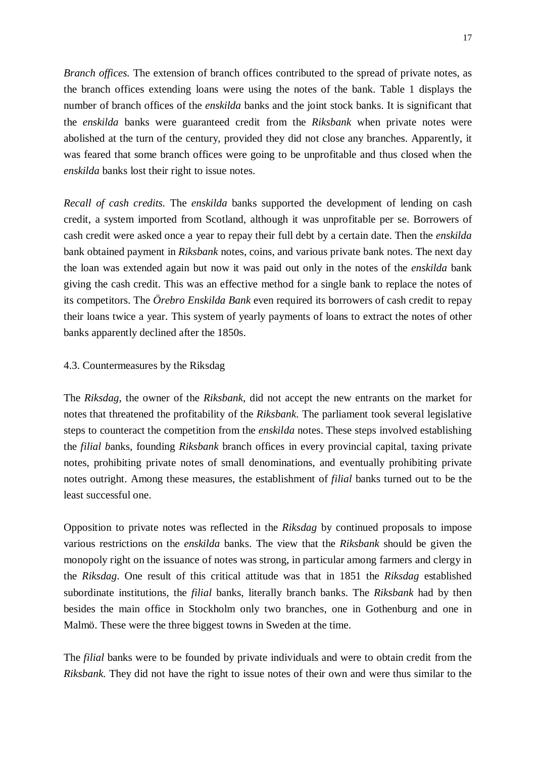*Branch offices.* The extension of branch offices contributed to the spread of private notes, as the branch offices extending loans were using the notes of the bank. Table 1 displays the number of branch offices of the *enskilda* banks and the joint stock banks. It is significant that the *enskilda* banks were guaranteed credit from the *Riksbank* when private notes were abolished at the turn of the century, provided they did not close any branches. Apparently, it was feared that some branch offices were going to be unprofitable and thus closed when the *enskilda* banks lost their right to issue notes.

*Recall of cash credits.* The *enskilda* banks supported the development of lending on cash credit, a system imported from Scotland, although it was unprofitable per se. Borrowers of cash credit were asked once a year to repay their full debt by a certain date. Then the *enskilda* bank obtained payment in *Riksbank* notes, coins, and various private bank notes. The next day the loan was extended again but now it was paid out only in the notes of the *enskilda* bank giving the cash credit. This was an effective method for a single bank to replace the notes of its competitors. The *Örebro Enskilda Bank* even required its borrowers of cash credit to repay their loans twice a year. This system of yearly payments of loans to extract the notes of other banks apparently declined after the 1850s.

### 4.3. Countermeasures by the Riksdag

The *Riksdag*, the owner of the *Riksbank,* did not accept the new entrants on the market for notes that threatened the profitability of the *Riksbank.* The parliament took several legislative steps to counteract the competition from the *enskilda* notes. These steps involved establishing the *filial b*anks, founding *Riksbank* branch offices in every provincial capital, taxing private notes, prohibiting private notes of small denominations, and eventually prohibiting private notes outright. Among these measures, the establishment of *filial* banks turned out to be the least successful one.

Opposition to private notes was reflected in the *Riksdag* by continued proposals to impose various restrictions on the *enskilda* banks. The view that the *Riksbank* should be given the monopoly right on the issuance of notes was strong, in particular among farmers and clergy in the *Riksdag*. One result of this critical attitude was that in 1851 the *Riksdag* established subordinate institutions, the *filial* banks, literally branch banks. The *Riksbank* had by then besides the main office in Stockholm only two branches, one in Gothenburg and one in Malmö. These were the three biggest towns in Sweden at the time.

The *filial* banks were to be founded by private individuals and were to obtain credit from the *Riksbank.* They did not have the right to issue notes of their own and were thus similar to the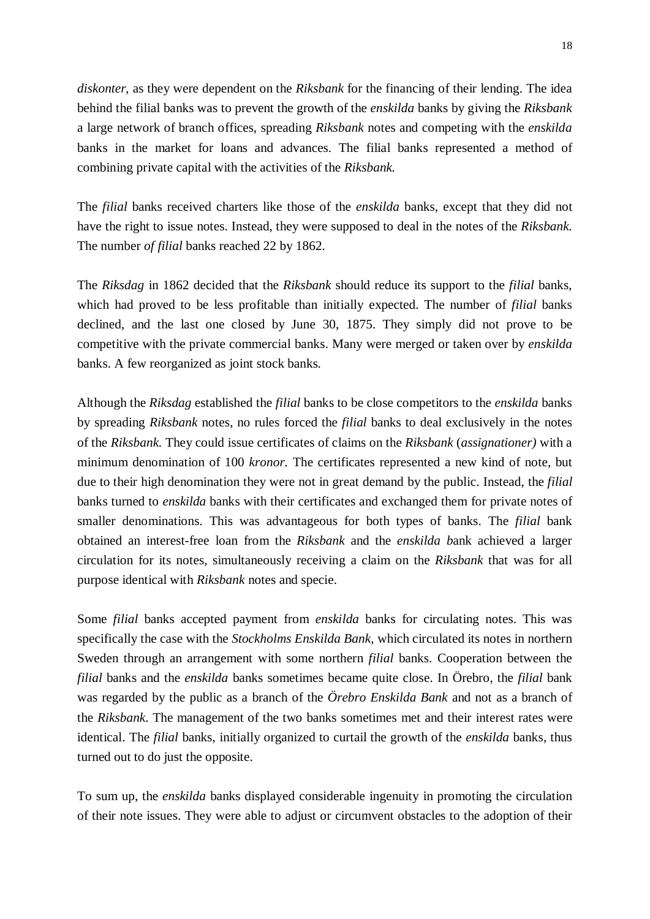*diskonter*, as they were dependent on the *Riksbank* for the financing of their lending. The idea behind the filial banks was to prevent the growth of the *enskilda* banks by giving the *Riksbank* a large network of branch offices, spreading *Riksbank* notes and competing with the *enskilda* banks in the market for loans and advances. The filial banks represented a method of combining private capital with the activities of the *Riksbank.*

The *filial* banks received charters like those of the *enskilda* banks, except that they did not have the right to issue notes. Instead, they were supposed to deal in the notes of the *Riksbank.* The number *of filial* banks reached 22 by 1862.

The *Riksdag* in 1862 decided that the *Riksbank* should reduce its support to the *filial* banks, which had proved to be less profitable than initially expected. The number of *filial* banks declined, and the last one closed by June 30, 1875. They simply did not prove to be competitive with the private commercial banks. Many were merged or taken over by *enskilda* banks. A few reorganized as joint stock banks.

Although the *Riksdag* established the *filial* banks to be close competitors to the *enskilda* banks by spreading *Riksbank* notes, no rules forced the *filial* banks to deal exclusively in the notes of the *Riksbank.* They could issue certificates of claims on the *Riksbank* (*assignationer)* with a minimum denomination of 100 *kronor.* The certificates represented a new kind of note, but due to their high denomination they were not in great demand by the public. Instead, the *filial* banks turned to *enskilda* banks with their certificates and exchanged them for private notes of smaller denominations. This was advantageous for both types of banks. The *filial* bank obtained an interest-free loan from the *Riksbank* and the *enskilda b*ank achieved a larger circulation for its notes, simultaneously receiving a claim on the *Riksbank* that was for all purpose identical with *Riksbank* notes and specie.

Some *filial* banks accepted payment from *enskilda* banks for circulating notes. This was specifically the case with the *Stockholms Enskilda Bank,* which circulated its notes in northern Sweden through an arrangement with some northern *filial* banks. Cooperation between the *filial* banks and the *enskilda* banks sometimes became quite close. In Örebro, the *filial* bank was regarded by the public as a branch of the *Örebro Enskilda Bank* and not as a branch of the *Riksbank*. The management of the two banks sometimes met and their interest rates were identical. The *filial* banks, initially organized to curtail the growth of the *enskilda* banks, thus turned out to do just the opposite.

To sum up, the *enskilda* banks displayed considerable ingenuity in promoting the circulation of their note issues. They were able to adjust or circumvent obstacles to the adoption of their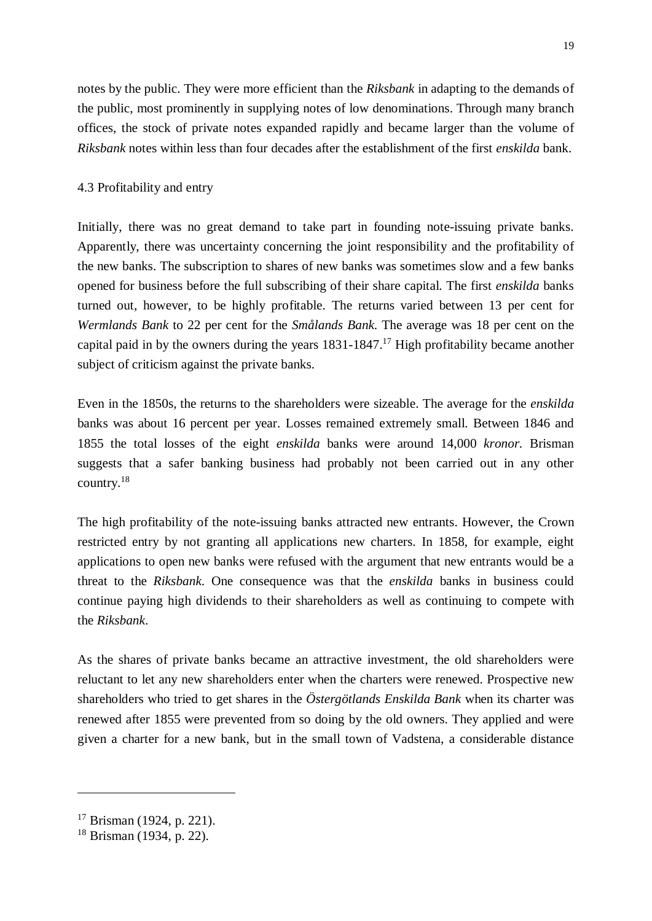notes by the public. They were more efficient than the *Riksbank* in adapting to the demands of the public, most prominently in supplying notes of low denominations. Through many branch offices, the stock of private notes expanded rapidly and became larger than the volume of *Riksbank* notes within less than four decades after the establishment of the first *enskilda* bank.

### 4.3 Profitability and entry

Initially, there was no great demand to take part in founding note-issuing private banks. Apparently, there was uncertainty concerning the joint responsibility and the profitability of the new banks. The subscription to shares of new banks was sometimes slow and a few banks opened for business before the full subscribing of their share capital. The first *enskilda* banks turned out, however, to be highly profitable. The returns varied between 13 per cent for *Wermlands Bank* to 22 per cent for the *Smålands Bank*. The average was 18 per cent on the capital paid in by the owners during the years 1831-1847.[17] High profitability became another subject of criticism against the private banks.

Even in the 1850s, the returns to the shareholders were sizeable. The average for the *enskilda* banks was about 16 percent per year. Losses remained extremely small. Between 1846 and 1855 the total losses of the eight *enskilda* banks were around 14,000 *kronor*. Brisman suggests that a safer banking business had probably not been carried out in any other country.[18]

The high profitability of the note-issuing banks attracted new entrants. However, the Crown restricted entry by not granting all applications new charters. In 1858, for example, eight applications to open new banks were refused with the argument that new entrants would be a threat to the *Riksbank*. One consequence was that the *enskilda* banks in business could continue paying high dividends to their shareholders as well as continuing to compete with the *Riksbank*.

As the shares of private banks became an attractive investment, the old shareholders were reluctant to let any new shareholders enter when the charters were renewed. Prospective new shareholders who tried to get shares in the *Östergötlands Enskilda Bank* when its charter was renewed after 1855 were prevented from so doing by the old owners. They applied and were given a charter for a new bank, but in the small town of Vadstena, a considerable distance

---

[17] Brisman (1924, p. 221).

[18] Brisman (1934, p. 22).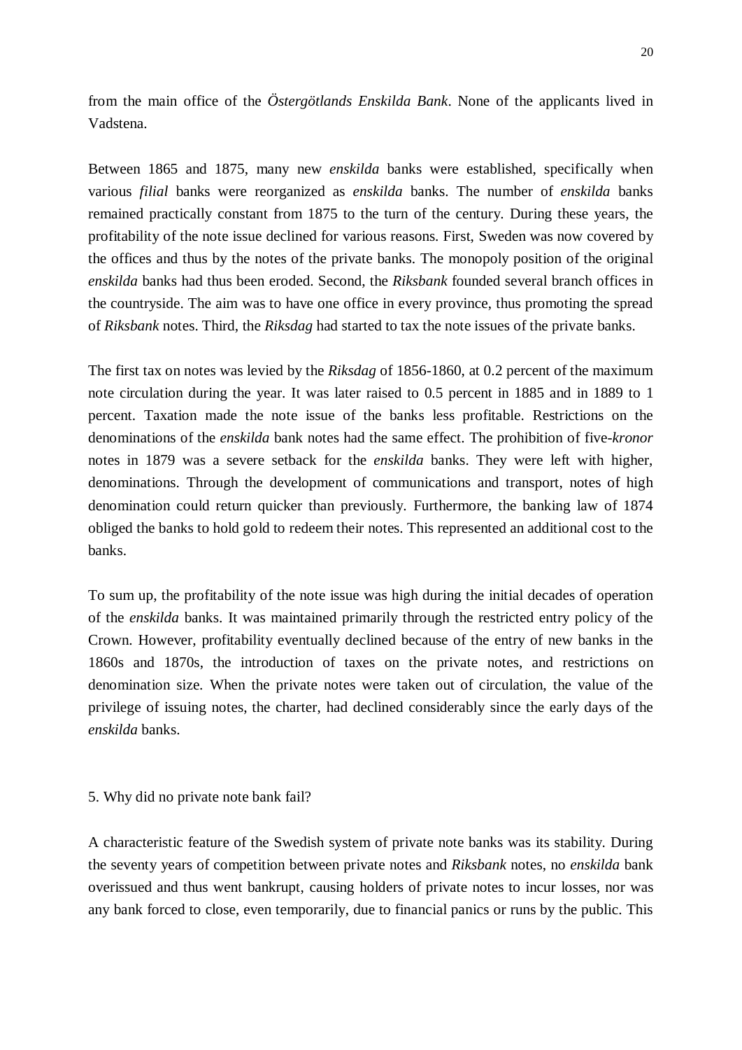from the main office of the *Östergötlands Enskilda Bank*. None of the applicants lived in Vadstena.

Between 1865 and 1875, many new *enskilda* banks were established, specifically when various *filial* banks were reorganized as *enskilda* banks. The number of *enskilda* banks remained practically constant from 1875 to the turn of the century. During these years, the profitability of the note issue declined for various reasons. First, Sweden was now covered by the offices and thus by the notes of the private banks. The monopoly position of the original *enskilda* banks had thus been eroded. Second, the *Riksbank* founded several branch offices in the countryside. The aim was to have one office in every province, thus promoting the spread of *Riksbank* notes. Third, the *Riksdag* had started to tax the note issues of the private banks.

The first tax on notes was levied by the *Riksdag* of 1856-1860, at 0.2 percent of the maximum note circulation during the year. It was later raised to 0.5 percent in 1885 and in 1889 to 1 percent. Taxation made the note issue of the banks less profitable. Restrictions on the denominations of the *enskilda* bank notes had the same effect. The prohibition of five-*kronor* notes in 1879 was a severe setback for the *enskilda* banks. They were left with higher, denominations. Through the development of communications and transport, notes of high denomination could return quicker than previously. Furthermore, the banking law of 1874 obliged the banks to hold gold to redeem their notes. This represented an additional cost to the banks.

To sum up, the profitability of the note issue was high during the initial decades of operation of the *enskilda* banks. It was maintained primarily through the restricted entry policy of the Crown. However, profitability eventually declined because of the entry of new banks in the 1860s and 1870s, the introduction of taxes on the private notes, and restrictions on denomination size. When the private notes were taken out of circulation, the value of the privilege of issuing notes, the charter, had declined considerably since the early days of the *enskilda* banks.

## 5. Why did no private note bank fail?

A characteristic feature of the Swedish system of private note banks was its stability. During the seventy years of competition between private notes and *Riksbank* notes, no *enskilda* bank overissued and thus went bankrupt, causing holders of private notes to incur losses, nor was any bank forced to close, even temporarily, due to financial panics or runs by the public. This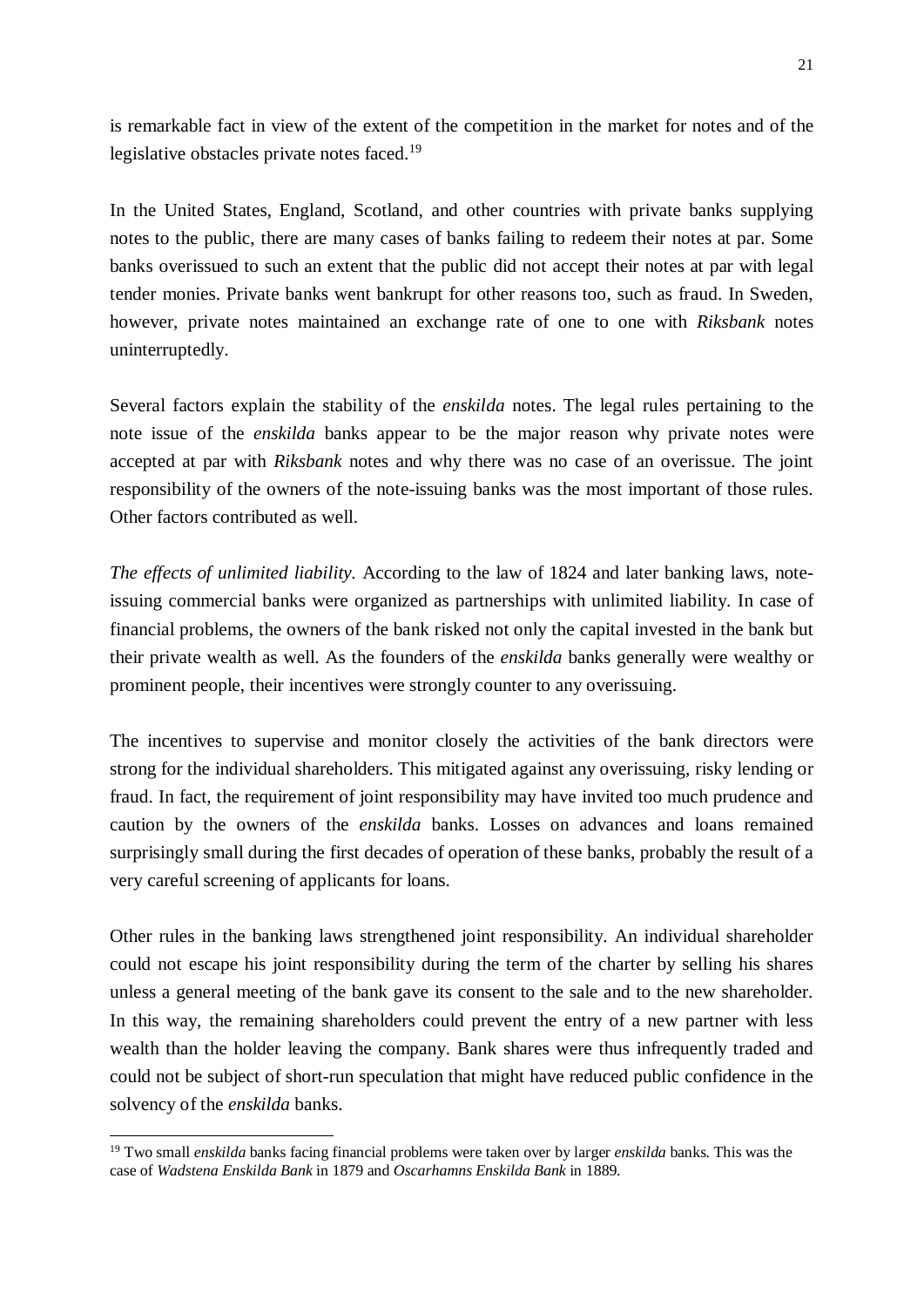is remarkable fact in view of the extent of the competition in the market for notes and of the legislative obstacles private notes faced.[19]

In the United States, England, Scotland, and other countries with private banks supplying notes to the public, there are many cases of banks failing to redeem their notes at par. Some banks overissued to such an extent that the public did not accept their notes at par with legal tender monies. Private banks went bankrupt for other reasons too, such as fraud. In Sweden, however, private notes maintained an exchange rate of one to one with *Riksbank* notes uninterruptedly.

Several factors explain the stability of the *enskilda* notes. The legal rules pertaining to the note issue of the *enskilda* banks appear to be the major reason why private notes were accepted at par with *Riksbank* notes and why there was no case of an overissue. The joint responsibility of the owners of the note-issuing banks was the most important of those rules. Other factors contributed as well.

*The effects of unlimited liability.* According to the law of 1824 and later banking laws, note-issuing commercial banks were organized as partnerships with unlimited liability. In case of financial problems, the owners of the bank risked not only the capital invested in the bank but their private wealth as well. As the founders of the *enskilda* banks generally were wealthy or prominent people, their incentives were strongly counter to any overissuing.

The incentives to supervise and monitor closely the activities of the bank directors were strong for the individual shareholders. This mitigated against any overissuing, risky lending or fraud. In fact, the requirement of joint responsibility may have invited too much prudence and caution by the owners of the *enskilda* banks. Losses on advances and loans remained surprisingly small during the first decades of operation of these banks, probably the result of a very careful screening of applicants for loans.

Other rules in the banking laws strengthened joint responsibility. An individual shareholder could not escape his joint responsibility during the term of the charter by selling his shares unless a general meeting of the bank gave its consent to the sale and to the new shareholder. In this way, the remaining shareholders could prevent the entry of a new partner with less wealth than the holder leaving the company. Bank shares were thus infrequently traded and could not be subject of short-run speculation that might have reduced public confidence in the solvency of the *enskilda* banks.

[19] Two small *enskilda* banks facing financial problems were taken over by larger *enskilda* banks. This was the case of *Wadstena Enskilda Bank* in 1879 and *Oscarhamns Enskilda Bank* in 1889.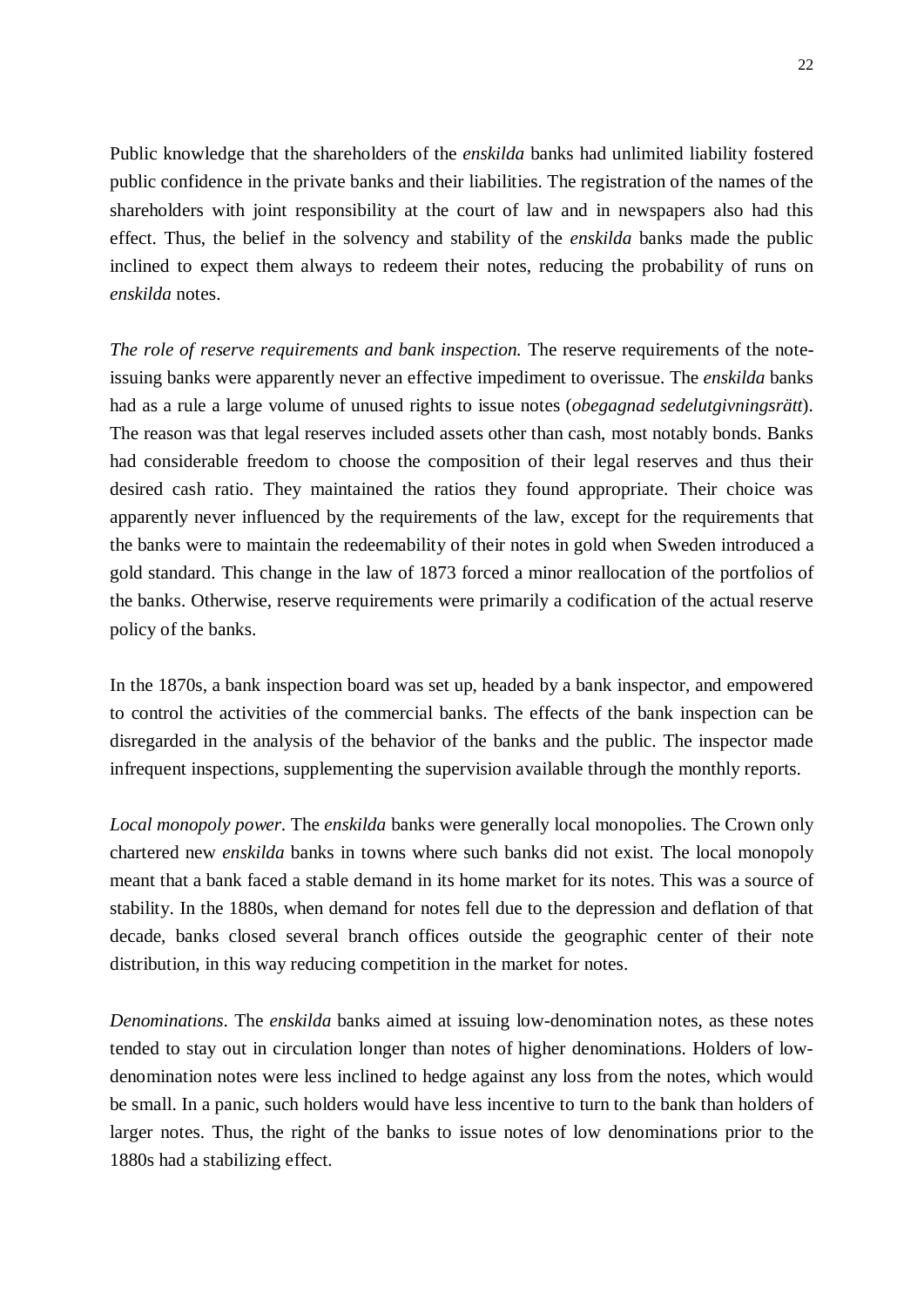Public knowledge that the shareholders of the *enskilda* banks had unlimited liability fostered public confidence in the private banks and their liabilities. The registration of the names of the shareholders with joint responsibility at the court of law and in newspapers also had this effect. Thus, the belief in the solvency and stability of the *enskilda* banks made the public inclined to expect them always to redeem their notes, reducing the probability of runs on *enskilda* notes.

*The role of reserve requirements and bank inspection.* The reserve requirements of the note-issuing banks were apparently never an effective impediment to overissue. The *enskilda* banks had as a rule a large volume of unused rights to issue notes (*obegagnad sedelutgivningsrätt*). The reason was that legal reserves included assets other than cash, most notably bonds. Banks had considerable freedom to choose the composition of their legal reserves and thus their desired cash ratio. They maintained the ratios they found appropriate. Their choice was apparently never influenced by the requirements of the law, except for the requirements that the banks were to maintain the redeemability of their notes in gold when Sweden introduced a gold standard. This change in the law of 1873 forced a minor reallocation of the portfolios of the banks. Otherwise, reserve requirements were primarily a codification of the actual reserve policy of the banks.

In the 1870s, a bank inspection board was set up, headed by a bank inspector, and empowered to control the activities of the commercial banks. The effects of the bank inspection can be disregarded in the analysis of the behavior of the banks and the public. The inspector made infrequent inspections, supplementing the supervision available through the monthly reports.

*Local monopoly power.* The *enskilda* banks were generally local monopolies. The Crown only chartered new *enskilda* banks in towns where such banks did not exist. The local monopoly meant that a bank faced a stable demand in its home market for its notes. This was a source of stability. In the 1880s, when demand for notes fell due to the depression and deflation of that decade, banks closed several branch offices outside the geographic center of their note distribution, in this way reducing competition in the market for notes.

*Denominations*. The *enskilda* banks aimed at issuing low-denomination notes, as these notes tended to stay out in circulation longer than notes of higher denominations. Holders of low-denomination notes were less inclined to hedge against any loss from the notes, which would be small. In a panic, such holders would have less incentive to turn to the bank than holders of larger notes. Thus, the right of the banks to issue notes of low denominations prior to the 1880s had a stabilizing effect.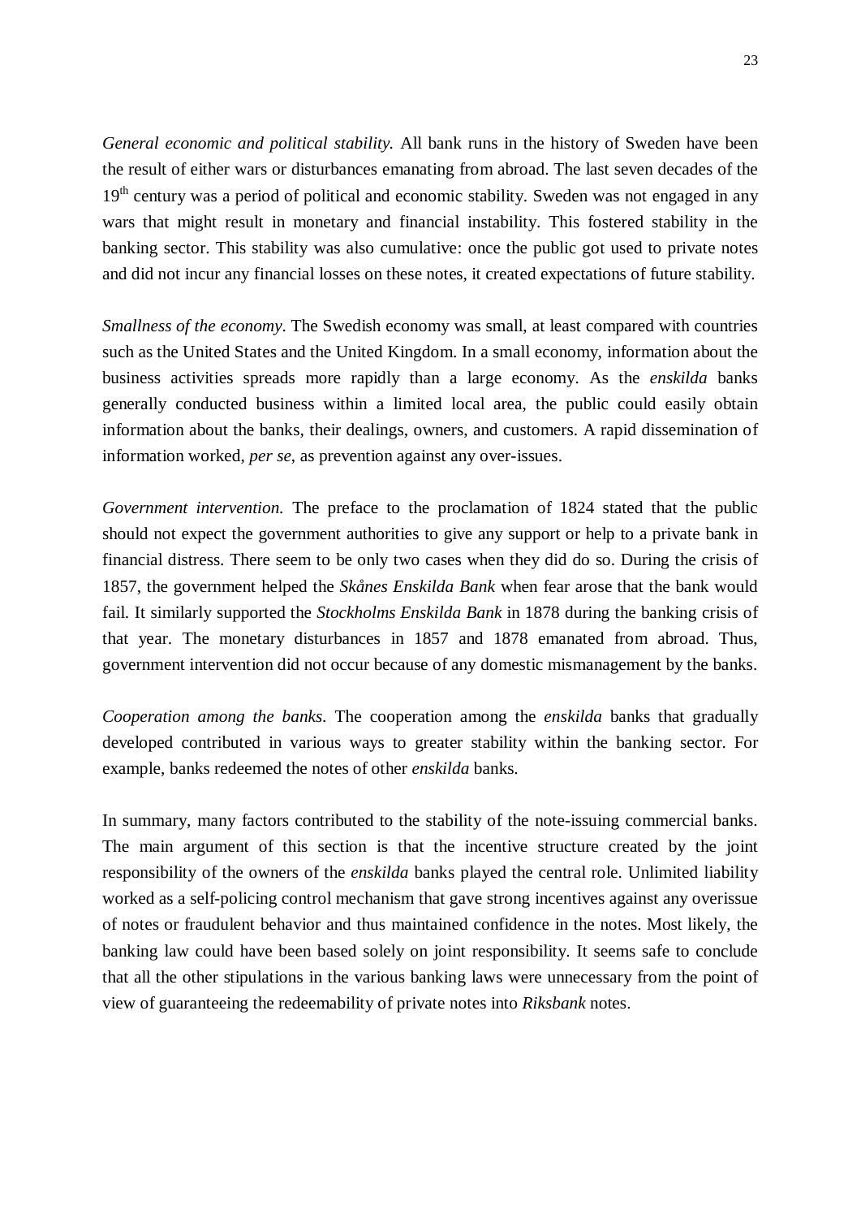*General economic and political stability.* All bank runs in the history of Sweden have been the result of either wars or disturbances emanating from abroad. The last seven decades of the 19th century was a period of political and economic stability. Sweden was not engaged in any wars that might result in monetary and financial instability. This fostered stability in the banking sector. This stability was also cumulative: once the public got used to private notes and did not incur any financial losses on these notes, it created expectations of future stability.

*Smallness of the economy*. The Swedish economy was small, at least compared with countries such as the United States and the United Kingdom. In a small economy, information about the business activities spreads more rapidly than a large economy. As the *enskilda* banks generally conducted business within a limited local area, the public could easily obtain information about the banks, their dealings, owners, and customers. A rapid dissemination of information worked, *per se*, as prevention against any over-issues.

*Government intervention.* The preface to the proclamation of 1824 stated that the public should not expect the government authorities to give any support or help to a private bank in financial distress. There seem to be only two cases when they did do so. During the crisis of 1857, the government helped the *Skånes Enskilda Bank* when fear arose that the bank would fail. It similarly supported the *Stockholms Enskilda Bank* in 1878 during the banking crisis of that year. The monetary disturbances in 1857 and 1878 emanated from abroad. Thus, government intervention did not occur because of any domestic mismanagement by the banks.

*Cooperation among the banks.* The cooperation among the *enskilda* banks that gradually developed contributed in various ways to greater stability within the banking sector. For example, banks redeemed the notes of other *enskilda* banks.

In summary, many factors contributed to the stability of the note-issuing commercial banks. The main argument of this section is that the incentive structure created by the joint responsibility of the owners of the *enskilda* banks played the central role. Unlimited liability worked as a self-policing control mechanism that gave strong incentives against any overissue of notes or fraudulent behavior and thus maintained confidence in the notes. Most likely, the banking law could have been based solely on joint responsibility. It seems safe to conclude that all the other stipulations in the various banking laws were unnecessary from the point of view of guaranteeing the redeemability of private notes into *Riksbank* notes.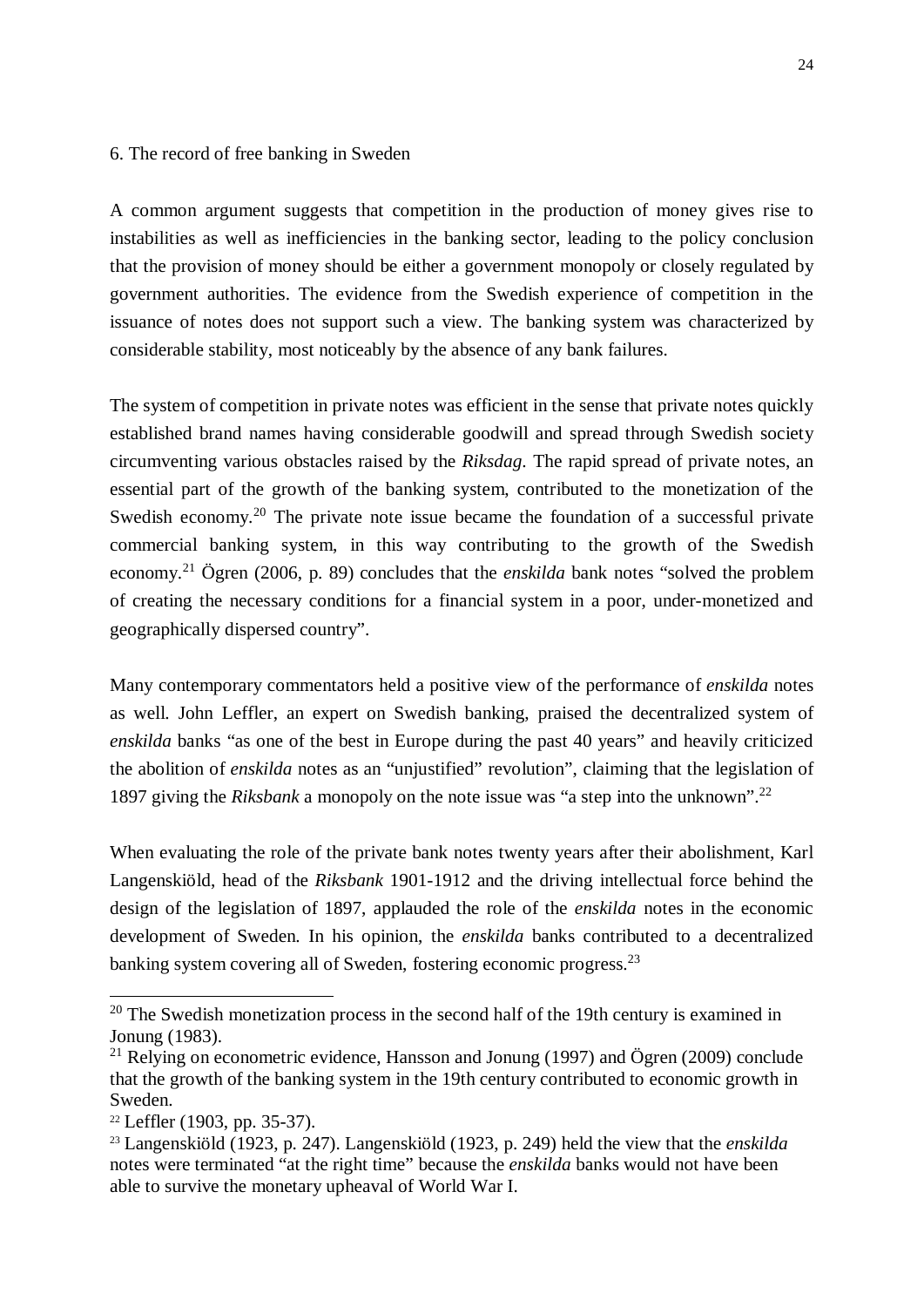## 6. The record of free banking in Sweden

A common argument suggests that competition in the production of money gives rise to instabilities as well as inefficiencies in the banking sector, leading to the policy conclusion that the provision of money should be either a government monopoly or closely regulated by government authorities. The evidence from the Swedish experience of competition in the issuance of notes does not support such a view. The banking system was characterized by considerable stability, most noticeably by the absence of any bank failures.

The system of competition in private notes was efficient in the sense that private notes quickly established brand names having considerable goodwill and spread through Swedish society circumventing various obstacles raised by the *Riksdag*. The rapid spread of private notes, an essential part of the growth of the banking system, contributed to the monetization of the Swedish economy.[20] The private note issue became the foundation of a successful private commercial banking system, in this way contributing to the growth of the Swedish economy.[21] Ögren (2006, p. 89) concludes that the *enskilda* bank notes "solved the problem of creating the necessary conditions for a financial system in a poor, under-monetized and geographically dispersed country".

Many contemporary commentators held a positive view of the performance of *enskilda* notes as well. John Leffler, an expert on Swedish banking, praised the decentralized system of *enskilda* banks "as one of the best in Europe during the past 40 years" and heavily criticized the abolition of *enskilda* notes as an "unjustified" revolution", claiming that the legislation of 1897 giving the *Riksbank* a monopoly on the note issue was "a step into the unknown".[22]

When evaluating the role of the private bank notes twenty years after their abolishment, Karl Langenskiöld, head of the *Riksbank* 1901-1912 and the driving intellectual force behind the design of the legislation of 1897, applauded the role of the *enskilda* notes in the economic development of Sweden. In his opinion, the *enskilda* banks contributed to a decentralized banking system covering all of Sweden, fostering economic progress.[23]

---

[20] The Swedish monetization process in the second half of the 19th century is examined in Jonung (1983).

[21] Relying on econometric evidence, Hansson and Jonung (1997) and Ögren (2009) conclude that the growth of the banking system in the 19th century contributed to economic growth in Sweden.

[22] Leffler (1903, pp. 35-37).

[23] Langenskiöld (1923, p. 247). Langenskiöld (1923, p. 249) held the view that the *enskilda* notes were terminated "at the right time" because the *enskilda* banks would not have been able to survive the monetary upheaval of World War I.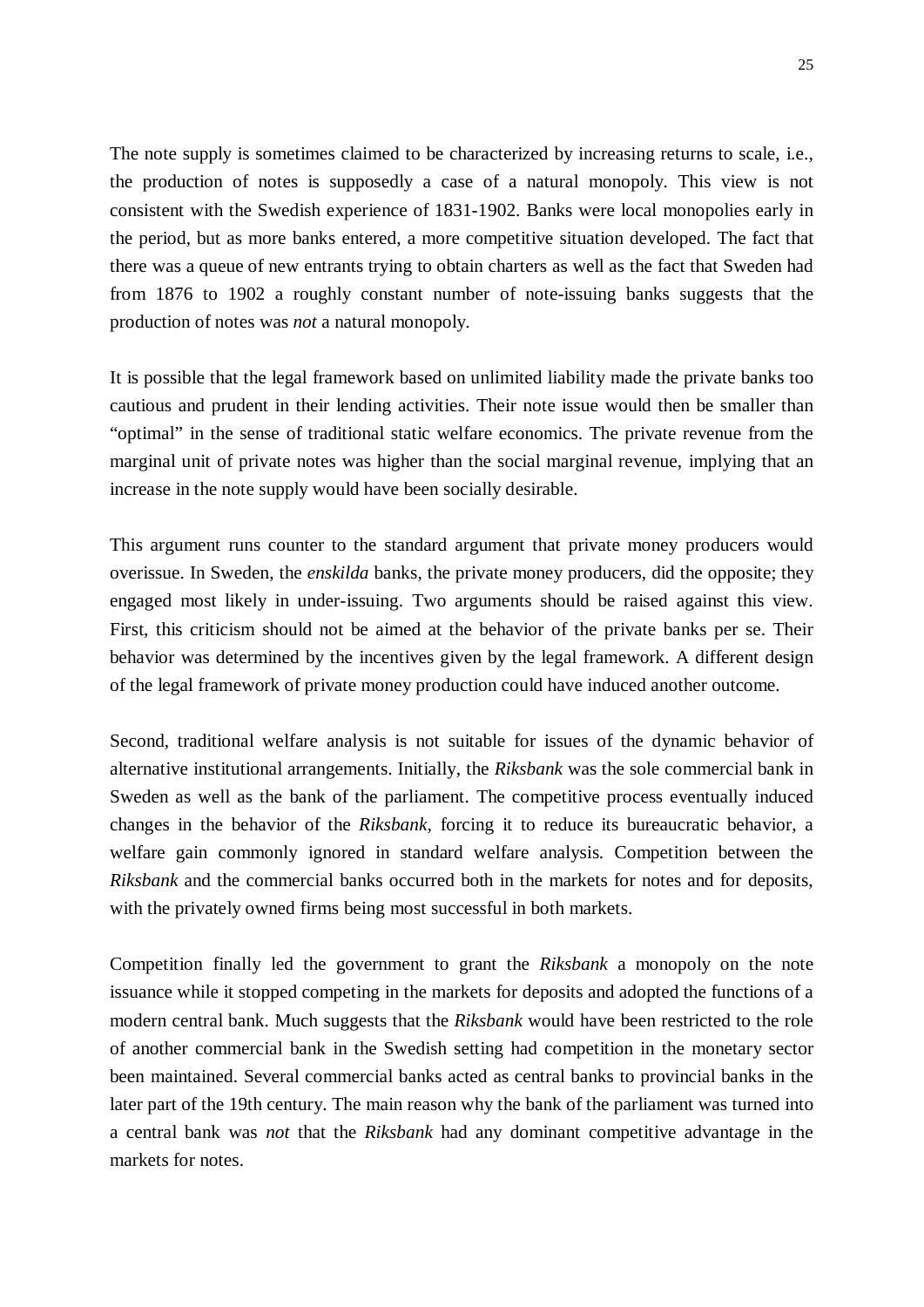The note supply is sometimes claimed to be characterized by increasing returns to scale, i.e., the production of notes is supposedly a case of a natural monopoly. This view is not consistent with the Swedish experience of 1831-1902. Banks were local monopolies early in the period, but as more banks entered, a more competitive situation developed. The fact that there was a queue of new entrants trying to obtain charters as well as the fact that Sweden had from 1876 to 1902 a roughly constant number of note-issuing banks suggests that the production of notes was *not* a natural monopoly.

It is possible that the legal framework based on unlimited liability made the private banks too cautious and prudent in their lending activities. Their note issue would then be smaller than "optimal" in the sense of traditional static welfare economics. The private revenue from the marginal unit of private notes was higher than the social marginal revenue, implying that an increase in the note supply would have been socially desirable.

This argument runs counter to the standard argument that private money producers would overissue. In Sweden, the *enskilda* banks, the private money producers, did the opposite; they engaged most likely in under-issuing. Two arguments should be raised against this view. First, this criticism should not be aimed at the behavior of the private banks per se. Their behavior was determined by the incentives given by the legal framework. A different design of the legal framework of private money production could have induced another outcome.

Second, traditional welfare analysis is not suitable for issues of the dynamic behavior of alternative institutional arrangements. Initially, the *Riksbank* was the sole commercial bank in Sweden as well as the bank of the parliament. The competitive process eventually induced changes in the behavior of the *Riksbank,* forcing it to reduce its bureaucratic behavior, a welfare gain commonly ignored in standard welfare analysis. Competition between the *Riksbank* and the commercial banks occurred both in the markets for notes and for deposits, with the privately owned firms being most successful in both markets.

Competition finally led the government to grant the *Riksbank* a monopoly on the note issuance while it stopped competing in the markets for deposits and adopted the functions of a modern central bank. Much suggests that the *Riksbank* would have been restricted to the role of another commercial bank in the Swedish setting had competition in the monetary sector been maintained. Several commercial banks acted as central banks to provincial banks in the later part of the 19th century. The main reason why the bank of the parliament was turned into a central bank was *not* that the *Riksbank* had any dominant competitive advantage in the markets for notes.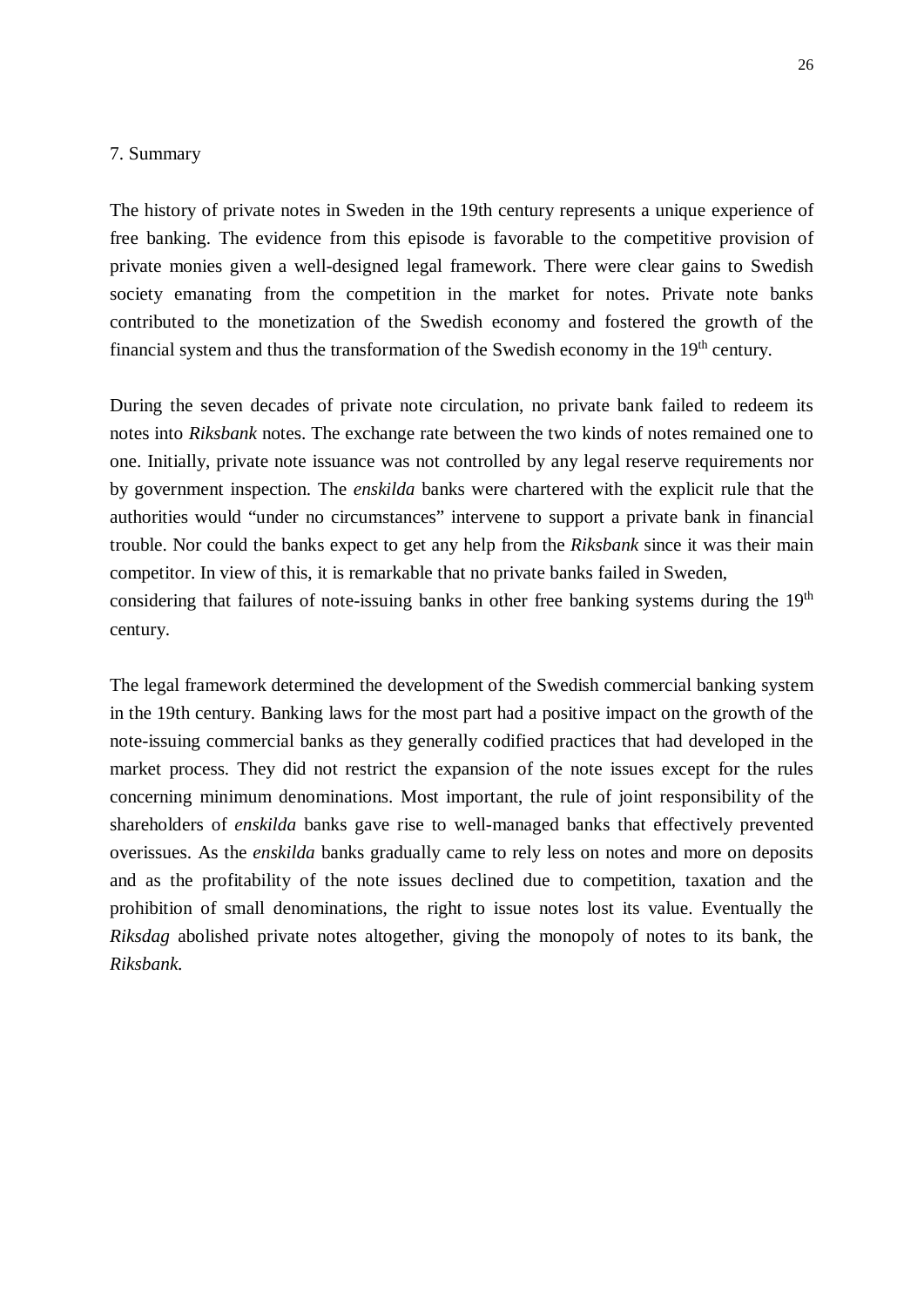## 7. Summary

The history of private notes in Sweden in the 19th century represents a unique experience of free banking. The evidence from this episode is favorable to the competitive provision of private monies given a well-designed legal framework. There were clear gains to Swedish society emanating from the competition in the market for notes. Private note banks contributed to the monetization of the Swedish economy and fostered the growth of the financial system and thus the transformation of the Swedish economy in the 19th century.

During the seven decades of private note circulation, no private bank failed to redeem its notes into *Riksbank* notes. The exchange rate between the two kinds of notes remained one to one. Initially, private note issuance was not controlled by any legal reserve requirements nor by government inspection. The *enskilda* banks were chartered with the explicit rule that the authorities would "under no circumstances" intervene to support a private bank in financial trouble. Nor could the banks expect to get any help from the *Riksbank* since it was their main competitor. In view of this, it is remarkable that no private banks failed in Sweden, considering that failures of note-issuing banks in other free banking systems during the 19th century.

The legal framework determined the development of the Swedish commercial banking system in the 19th century. Banking laws for the most part had a positive impact on the growth of the note-issuing commercial banks as they generally codified practices that had developed in the market process. They did not restrict the expansion of the note issues except for the rules concerning minimum denominations. Most important, the rule of joint responsibility of the shareholders of *enskilda* banks gave rise to well-managed banks that effectively prevented overissues. As the *enskilda* banks gradually came to rely less on notes and more on deposits and as the profitability of the note issues declined due to competition, taxation and the prohibition of small denominations, the right to issue notes lost its value. Eventually the *Riksdag* abolished private notes altogether, giving the monopoly of notes to its bank, the *Riksbank.*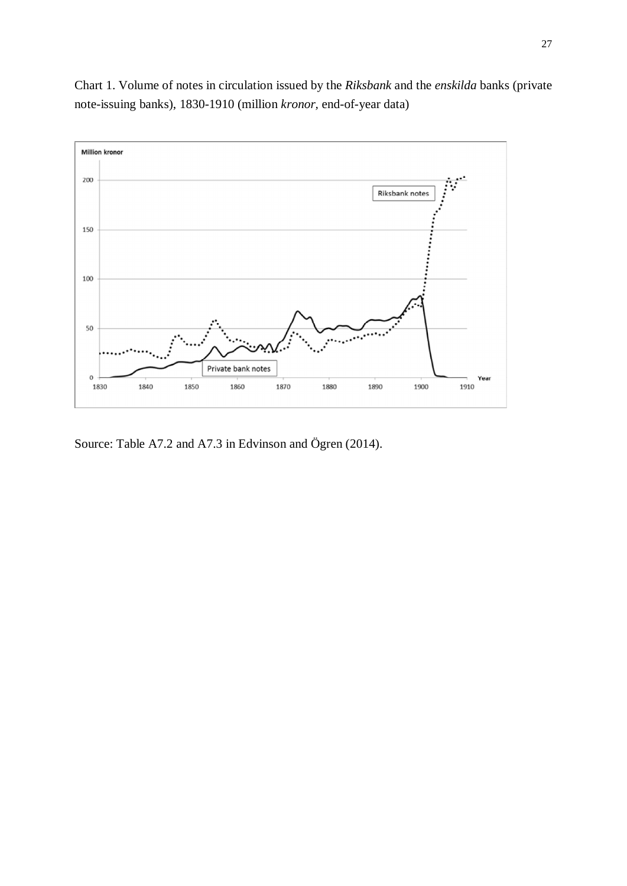Chart 1. Volume of notes in circulation issued by the *Riksbank* and the *enskilda* banks (private note-issuing banks), 1830-1910 (million *kronor*, end-of-year data)

Source: Table A7.2 and A7.3 in Edvinson and Ögren (2014).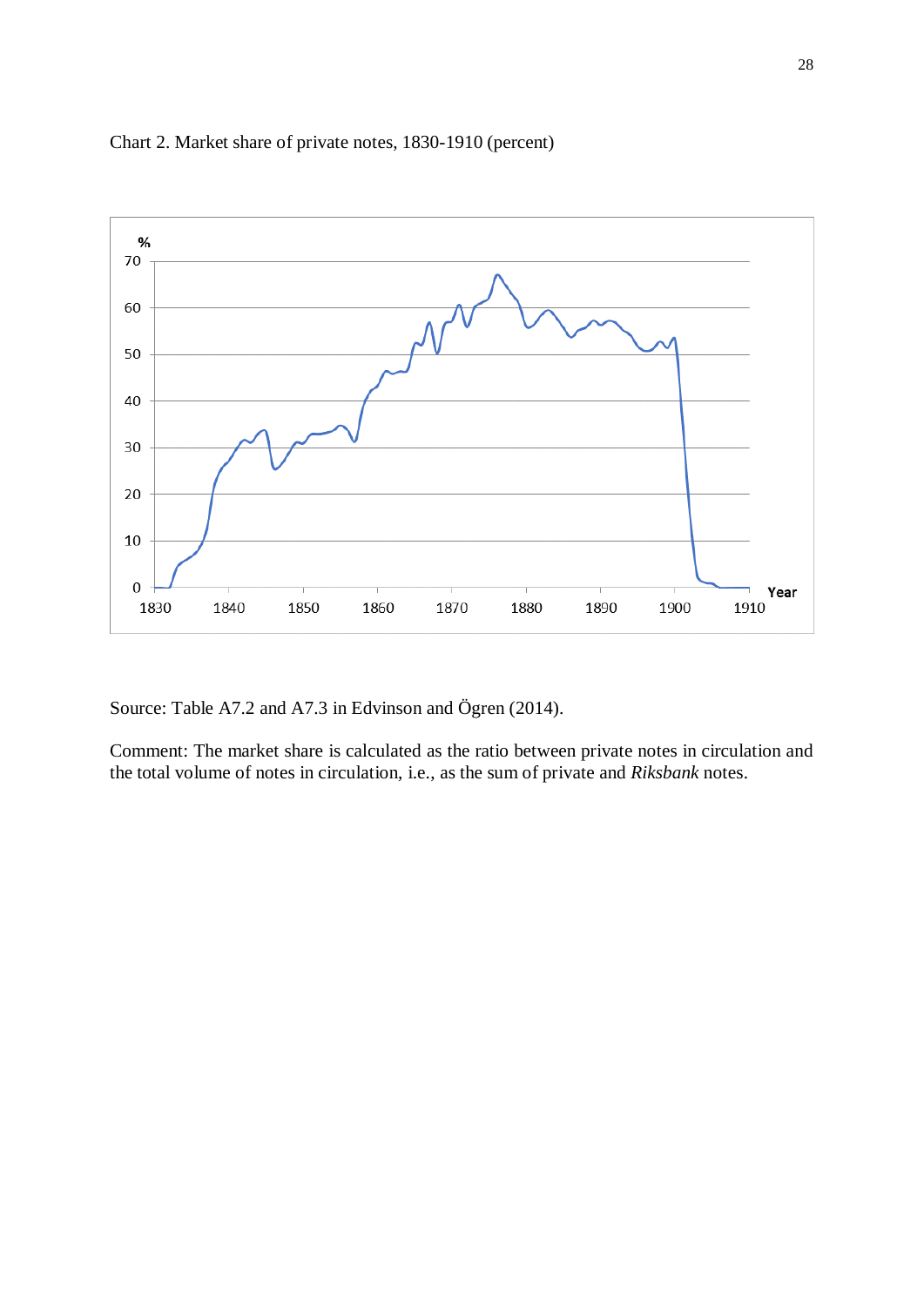Chart 2. Market share of private notes, 1830-1910 (percent)

Source: Table A7.2 and A7.3 in Edvinson and Ögren (2014).

Comment: The market share is calculated as the ratio between private notes in circulation and the total volume of notes in circulation, i.e., as the sum of private and *Riksbank* notes.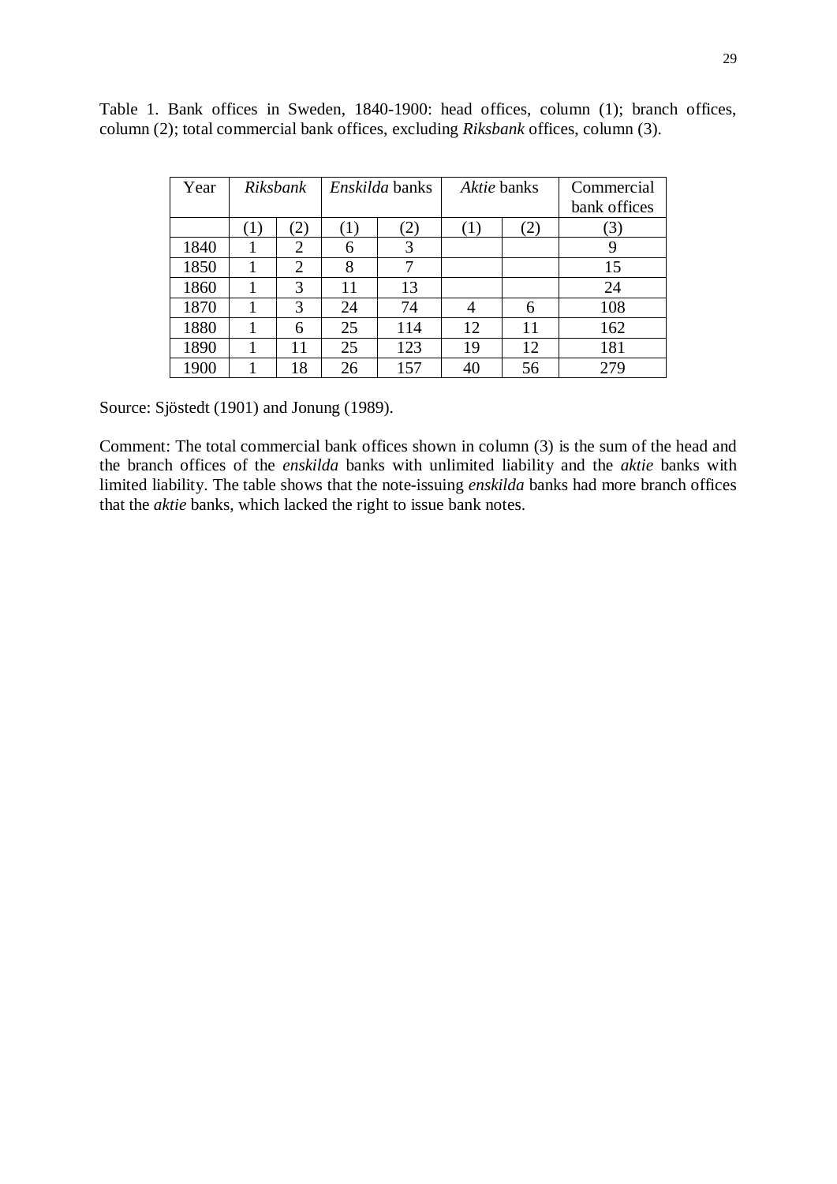Table 1. Bank offices in Sweden, 1840-1900: head offices, column (1); branch offices, column (2); total commercial bank offices, excluding *Riksbank* offices, column (3).

| Year | *Riksbank* | | *Enskilda* banks | | *Aktie* banks | | Commercial bank offices |
|---|---|---|---|---|---|---|---|
| | (1) | (2) | (1) | (2) | (1) | (2) | (3) |
| 1840 | 1 | 2 | 6 | 3 | | | 9 |
| 1850 | 1 | 2 | 8 | 7 | | | 15 |
| 1860 | 1 | 3 | 11 | 13 | | | 24 |
| 1870 | 1 | 3 | 24 | 74 | 4 | 6 | 108 |
| 1880 | 1 | 6 | 25 | 114 | 12 | 11 | 162 |
| 1890 | 1 | 11 | 25 | 123 | 19 | 12 | 181 |
| 1900 | 1 | 18 | 26 | 157 | 40 | 56 | 279 |

Source: Sjöstedt (1901) and Jonung (1989).

Comment: The total commercial bank offices shown in column (3) is the sum of the head and the branch offices of the *enskilda* banks with unlimited liability and the *aktie* banks with limited liability. The table shows that the note-issuing *enskilda* banks had more branch offices that the *aktie* banks, which lacked the right to issue bank notes.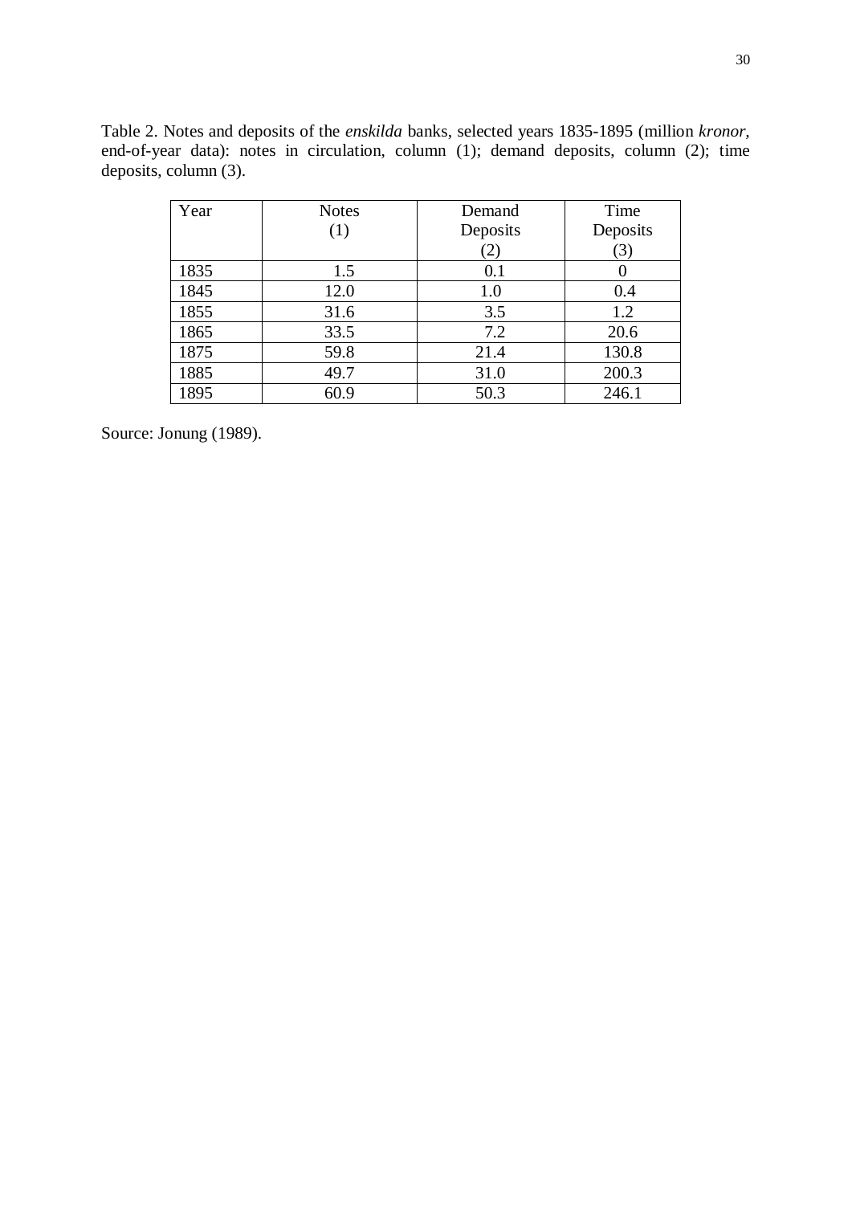Table 2. Notes and deposits of the *enskilda* banks, selected years 1835-1895 (million *kronor*, end-of-year data): notes in circulation, column (1); demand deposits, column (2); time deposits, column (3).

| Year | Notes (1) | Demand Deposits (2) | Time Deposits (3) |
|---|---|---|---|
| 1835 | 1.5 | 0.1 | 0 |
| 1845 | 12.0 | 1.0 | 0.4 |
| 1855 | 31.6 | 3.5 | 1.2 |
| 1865 | 33.5 | 7.2 | 20.6 |
| 1875 | 59.8 | 21.4 | 130.8 |
| 1885 | 49.7 | 31.0 | 200.3 |
| 1895 | 60.9 | 50.3 | 246.1 |

Source: Jonung (1989).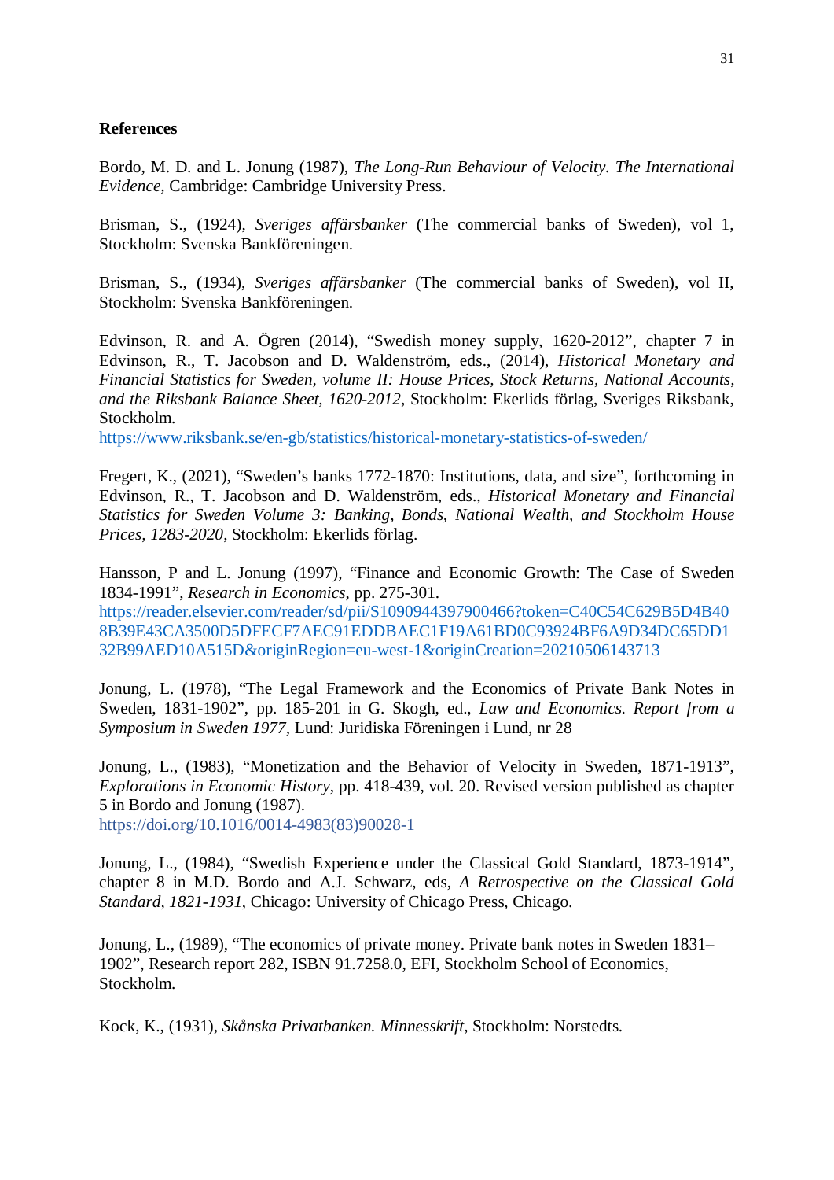## References

Bordo, M. D. and L. Jonung (1987), *The Long-Run Behaviour of Velocity. The International Evidence,* Cambridge: Cambridge University Press.

Brisman, S., (1924), *Sveriges affärsbanker* (The commercial banks of Sweden), vol 1, Stockholm: Svenska Bankföreningen.

Brisman, S., (1934), *Sveriges affärsbanker* (The commercial banks of Sweden), vol II, Stockholm: Svenska Bankföreningen.

Edvinson, R. and A. Ögren (2014), "Swedish money supply, 1620-2012", chapter 7 in Edvinson, R., T. Jacobson and D. Waldenström, eds., (2014), *Historical Monetary and Financial Statistics for Sweden, volume II: House Prices, Stock Returns, National Accounts, and the Riksbank Balance Sheet, 1620-2012*, Stockholm: Ekerlids förlag, Sveriges Riksbank, Stockholm.
https://www.riksbank.se/en-gb/statistics/historical-monetary-statistics-of-sweden/

Fregert, K., (2021), "Sweden's banks 1772-1870: Institutions, data, and size", forthcoming in Edvinson, R., T. Jacobson and D. Waldenström, eds., *Historical Monetary and Financial Statistics for Sweden Volume 3: Banking, Bonds, National Wealth, and Stockholm House Prices, 1283-2020*, Stockholm: Ekerlids förlag.

Hansson, P and L. Jonung (1997), "Finance and Economic Growth: The Case of Sweden 1834-1991", *Research in Economics*, pp. 275-301.
https://reader.elsevier.com/reader/sd/pii/S1090944397900466?token=C40C54C629B5D4B408B39E43CA3500D5DFECF7AEC91EDDBAEC1F19A61BD0C93924BF6A9D34DC65DD132B99AED10A515D&originRegion=eu-west-1&originCreation=20210506143713

Jonung, L. (1978), "The Legal Framework and the Economics of Private Bank Notes in Sweden, 1831-1902", pp. 185-201 in G. Skogh, ed., *Law and Economics. Report from a Symposium in Sweden 1977*, Lund: Juridiska Föreningen i Lund, nr 28

Jonung, L., (1983), "Monetization and the Behavior of Velocity in Sweden, 1871-1913", *Explorations in Economic History*, pp. 418-439, vol. 20. Revised version published as chapter 5 in Bordo and Jonung (1987).
https://doi.org/10.1016/0014-4983(83)90028-1

Jonung, L., (1984), "Swedish Experience under the Classical Gold Standard, 1873-1914", chapter 8 in M.D. Bordo and A.J. Schwarz, eds, *A Retrospective on the Classical Gold Standard, 1821-1931*, Chicago: University of Chicago Press, Chicago.

Jonung, L., (1989), "The economics of private money. Private bank notes in Sweden 1831–1902", Research report 282, ISBN 91.7258.0, EFI, Stockholm School of Economics, Stockholm.

Kock, K., (1931), *Skånska Privatbanken. Minnesskrift*, Stockholm: Norstedts.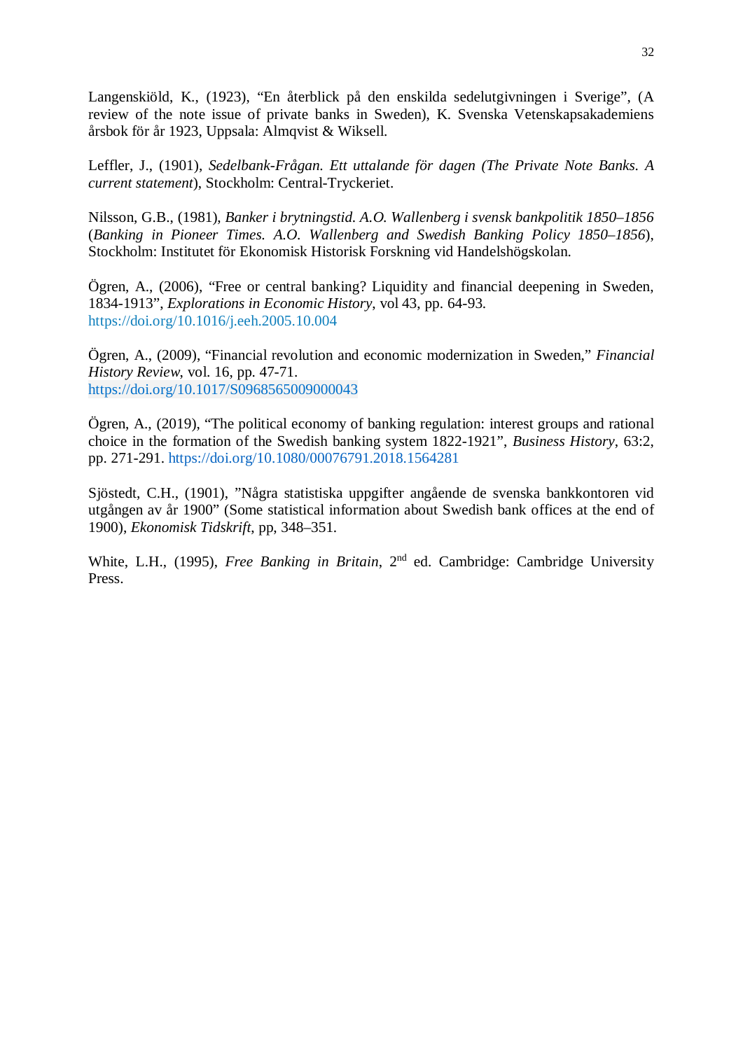Langenskiöld, K., (1923), “En återblick på den enskilda sedelutgivningen i Sverige”, (A review of the note issue of private banks in Sweden), K. Svenska Vetenskapsakademiens årsbok för år 1923, Uppsala: Almqvist & Wiksell.

Leffler, J., (1901), *Sedelbank-Frågan. Ett uttalande för dagen (The Private Note Banks. A current statement*), Stockholm: Central-Tryckeriet.

Nilsson, G.B., (1981), *Banker i brytningstid. A.O. Wallenberg i svensk bankpolitik 1850–1856* (*Banking in Pioneer Times. A.O. Wallenberg and Swedish Banking Policy 1850–1856*), Stockholm: Institutet för Ekonomisk Historisk Forskning vid Handelshögskolan.

Ögren, A., (2006), “Free or central banking? Liquidity and financial deepening in Sweden, 1834-1913”, *Explorations in Economic History*, vol 43, pp. 64-93. https://doi.org/10.1016/j.eeh.2005.10.004

Ögren, A., (2009), “Financial revolution and economic modernization in Sweden,” *Financial History Review*, vol. 16, pp. 47-71. https://doi.org/10.1017/S0968565009000043

Ögren, A., (2019), “The political economy of banking regulation: interest groups and rational choice in the formation of the Swedish banking system 1822-1921”, *Business History*, 63:2, pp. 271-291. https://doi.org/10.1080/00076791.2018.1564281

Sjöstedt, C.H., (1901), ”Några statistiska uppgifter angående de svenska bankkontoren vid utgången av år 1900” (Some statistical information about Swedish bank offices at the end of 1900), *Ekonomisk Tidskrift*, pp, 348–351.

White, L.H., (1995), *Free Banking in Britain*, 2nd ed. Cambridge: Cambridge University Press.